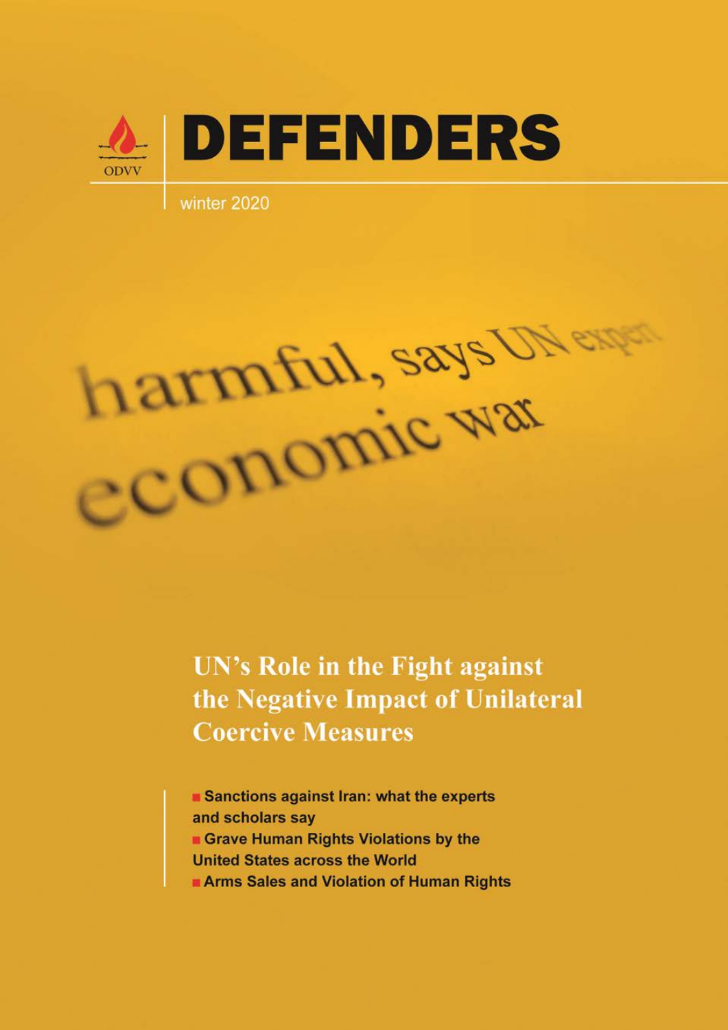ODVV

# DEFENDERS

winter 2020

harmful, says UN expert
economic war

## UN's Role in the Fight against the Negative Impact of Unilateral Coercive Measures

- **Sanctions against Iran: what the experts and scholars say**
- **Grave Human Rights Violations by the United States across the World**
- **Arms Sales and Violation of Human Rights**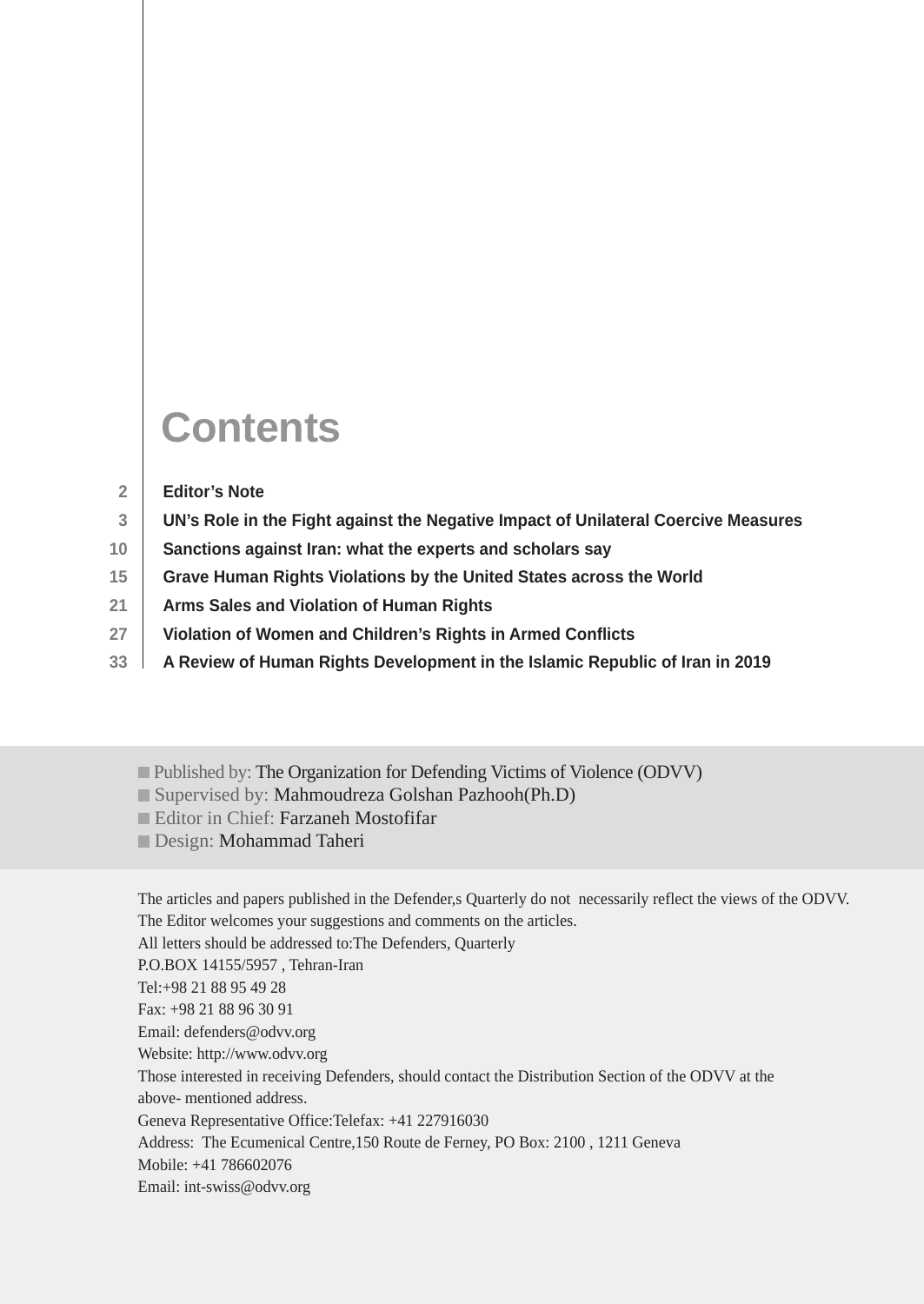# Contents

| | |
|---|---|
| 2 | **Editor's Note** |
| 3 | **UN's Role in the Fight against the Negative Impact of Unilateral Coercive Measures** |
| 10 | **Sanctions against Iran: what the experts and scholars say** |
| 15 | **Grave Human Rights Violations by the United States across the World** |
| 21 | **Arms Sales and Violation of Human Rights** |
| 27 | **Violation of Women and Children's Rights in Armed Conflicts** |
| 33 | **A Review of Human Rights Development in the Islamic Republic of Iran in 2019** |

- Published by: The Organization for Defending Victims of Violence (ODVV)
- Supervised by: Mahmoudreza Golshan Pazhooh(Ph.D)
- Editor in Chief: Farzaneh Mostofifar
- Design: Mohammad Taheri

The articles and papers published in the Defender,s Quarterly do not necessarily reflect the views of the ODVV.
The Editor welcomes your suggestions and comments on the articles.
All letters should be addressed to:The Defenders, Quarterly
P.O.BOX 14155/5957 , Tehran-Iran
Tel:+98 21 88 95 49 28
Fax: +98 21 88 96 30 91
Email: defenders@odvv.org
Website: http://www.odvv.org
Those interested in receiving Defenders, should contact the Distribution Section of the ODVV at the above- mentioned address.
Geneva Representative Office:Telefax: +41 227916030
Address: The Ecumenical Centre,150 Route de Ferney, PO Box: 2100 , 1211 Geneva
Mobile: +41 786602076
Email: int-swiss@odvv.org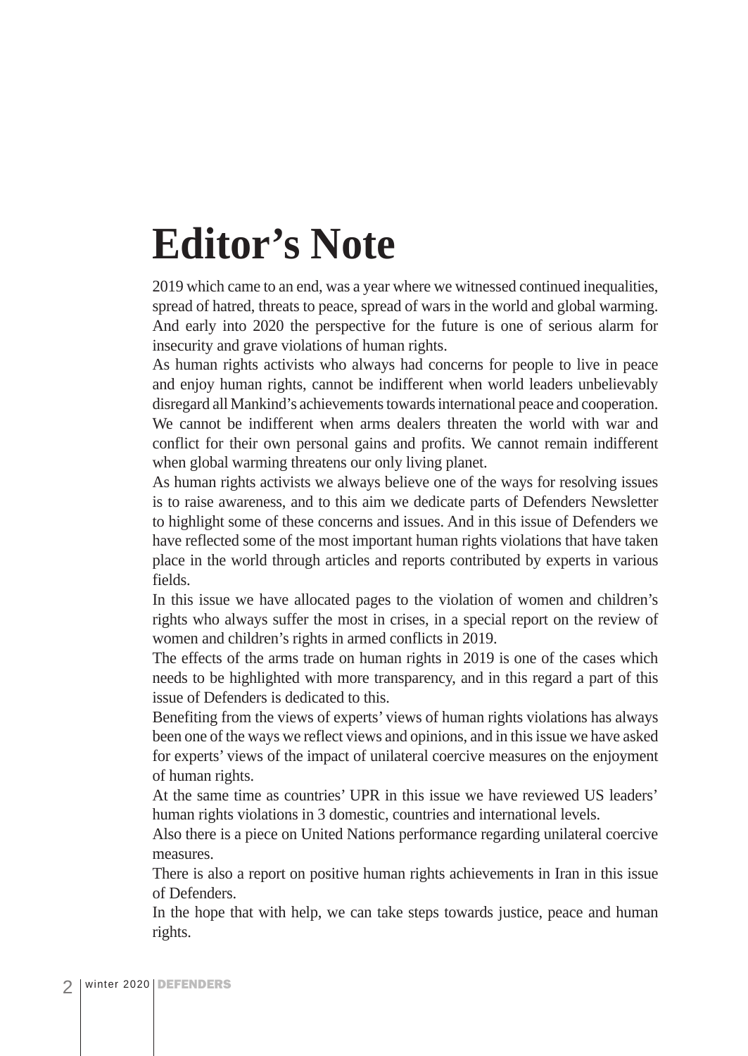# Editor's Note

2019 which came to an end, was a year where we witnessed continued inequalities, spread of hatred, threats to peace, spread of wars in the world and global warming. And early into 2020 the perspective for the future is one of serious alarm for insecurity and grave violations of human rights.

As human rights activists who always had concerns for people to live in peace and enjoy human rights, cannot be indifferent when world leaders unbelievably disregard all Mankind's achievements towards international peace and cooperation. We cannot be indifferent when arms dealers threaten the world with war and conflict for their own personal gains and profits. We cannot remain indifferent when global warming threatens our only living planet.

As human rights activists we always believe one of the ways for resolving issues is to raise awareness, and to this aim we dedicate parts of Defenders Newsletter to highlight some of these concerns and issues. And in this issue of Defenders we have reflected some of the most important human rights violations that have taken place in the world through articles and reports contributed by experts in various fields.

In this issue we have allocated pages to the violation of women and children's rights who always suffer the most in crises, in a special report on the review of women and children's rights in armed conflicts in 2019.

The effects of the arms trade on human rights in 2019 is one of the cases which needs to be highlighted with more transparency, and in this regard a part of this issue of Defenders is dedicated to this.

Benefiting from the views of experts' views of human rights violations has always been one of the ways we reflect views and opinions, and in this issue we have asked for experts' views of the impact of unilateral coercive measures on the enjoyment of human rights.

At the same time as countries' UPR in this issue we have reviewed US leaders' human rights violations in 3 domestic, countries and international levels.

Also there is a piece on United Nations performance regarding unilateral coercive measures.

There is also a report on positive human rights achievements in Iran in this issue of Defenders.

In the hope that with help, we can take steps towards justice, peace and human rights.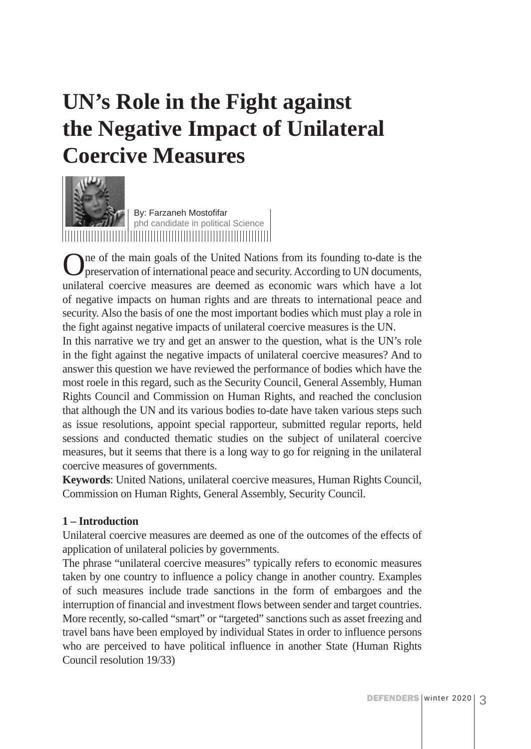# UN's Role in the Fight against the Negative Impact of Unilateral Coercive Measures

By: Farzaneh Mostofifar
phd candidate in political Science

One of the main goals of the United Nations from its founding to-date is the preservation of international peace and security. According to UN documents, unilateral coercive measures are deemed as economic wars which have a lot of negative impacts on human rights and are threats to international peace and security. Also the basis of one the most important bodies which must play a role in the fight against negative impacts of unilateral coercive measures is the UN.

In this narrative we try and get an answer to the question, what is the UN's role in the fight against the negative impacts of unilateral coercive measures? And to answer this question we have reviewed the performance of bodies which have the most roele in this regard, such as the Security Council, General Assembly, Human Rights Council and Commission on Human Rights, and reached the conclusion that although the UN and its various bodies to-date have taken various steps such as issue resolutions, appoint special rapporteur, submitted regular reports, held sessions and conducted thematic studies on the subject of unilateral coercive measures, but it seems that there is a long way to go for reigning in the unilateral coercive measures of governments.

**Keywords**: United Nations, unilateral coercive measures, Human Rights Council, Commission on Human Rights, General Assembly, Security Council.

**1 – Introduction**

Unilateral coercive measures are deemed as one of the outcomes of the effects of application of unilateral policies by governments.

The phrase "unilateral coercive measures" typically refers to economic measures taken by one country to influence a policy change in another country. Examples of such measures include trade sanctions in the form of embargoes and the interruption of financial and investment flows between sender and target countries. More recently, so-called "smart" or "targeted" sanctions such as asset freezing and travel bans have been employed by individual States in order to influence persons who are perceived to have political influence in another State (Human Rights Council resolution 19/33)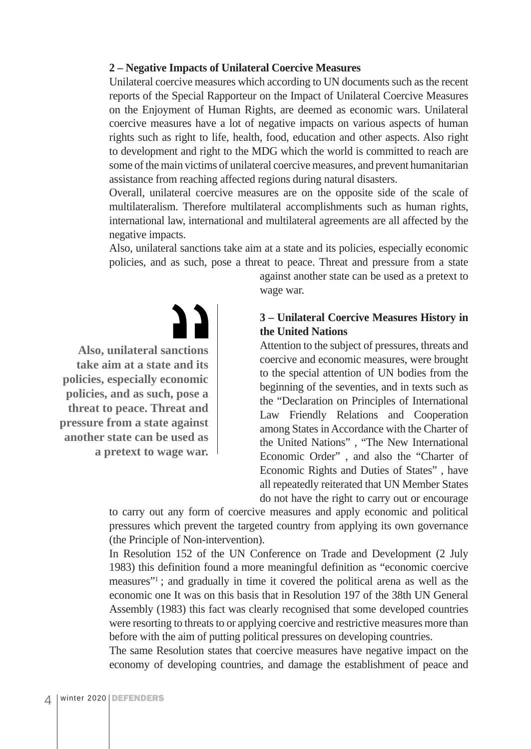**2 – Negative Impacts of Unilateral Coercive Measures**

Unilateral coercive measures which according to UN documents such as the recent reports of the Special Rapporteur on the Impact of Unilateral Coercive Measures on the Enjoyment of Human Rights, are deemed as economic wars. Unilateral coercive measures have a lot of negative impacts on various aspects of human rights such as right to life, health, food, education and other aspects. Also right to development and right to the MDG which the world is committed to reach are some of the main victims of unilateral coercive measures, and prevent humanitarian assistance from reaching affected regions during natural disasters.

Overall, unilateral coercive measures are on the opposite side of the scale of multilateralism. Therefore multilateral accomplishments such as human rights, international law, international and multilateral agreements are all affected by the negative impacts.

Also, unilateral sanctions take aim at a state and its policies, especially economic policies, and as such, pose a threat to peace. Threat and pressure from a state against another state can be used as a pretext to wage war.

> **Also, unilateral sanctions take aim at a state and its policies, especially economic policies, and as such, pose a threat to peace. Threat and pressure from a state against another state can be used as a pretext to wage war.**

**3 – Unilateral Coercive Measures History in the United Nations**

Attention to the subject of pressures, threats and coercive and economic measures, were brought to the special attention of UN bodies from the beginning of the seventies, and in texts such as the “Declaration on Principles of International Law Friendly Relations and Cooperation among States in Accordance with the Charter of the United Nations” , “The New International Economic Order” , and also the “Charter of Economic Rights and Duties of States” , have all repeatedly reiterated that UN Member States do not have the right to carry out or encourage to carry out any form of coercive measures and apply economic and political pressures which prevent the targeted country from applying its own governance (the Principle of Non-intervention).

In Resolution 152 of the UN Conference on Trade and Development (2 July 1983) this definition found a more meaningful definition as “economic coercive measures”[1] ; and gradually in time it covered the political arena as well as the economic one It was on this basis that in Resolution 197 of the 38th UN General Assembly (1983) this fact was clearly recognised that some developed countries were resorting to threats to or applying coercive and restrictive measures more than before with the aim of putting political pressures on developing countries.

The same Resolution states that coercive measures have negative impact on the economy of developing countries, and damage the establishment of peace and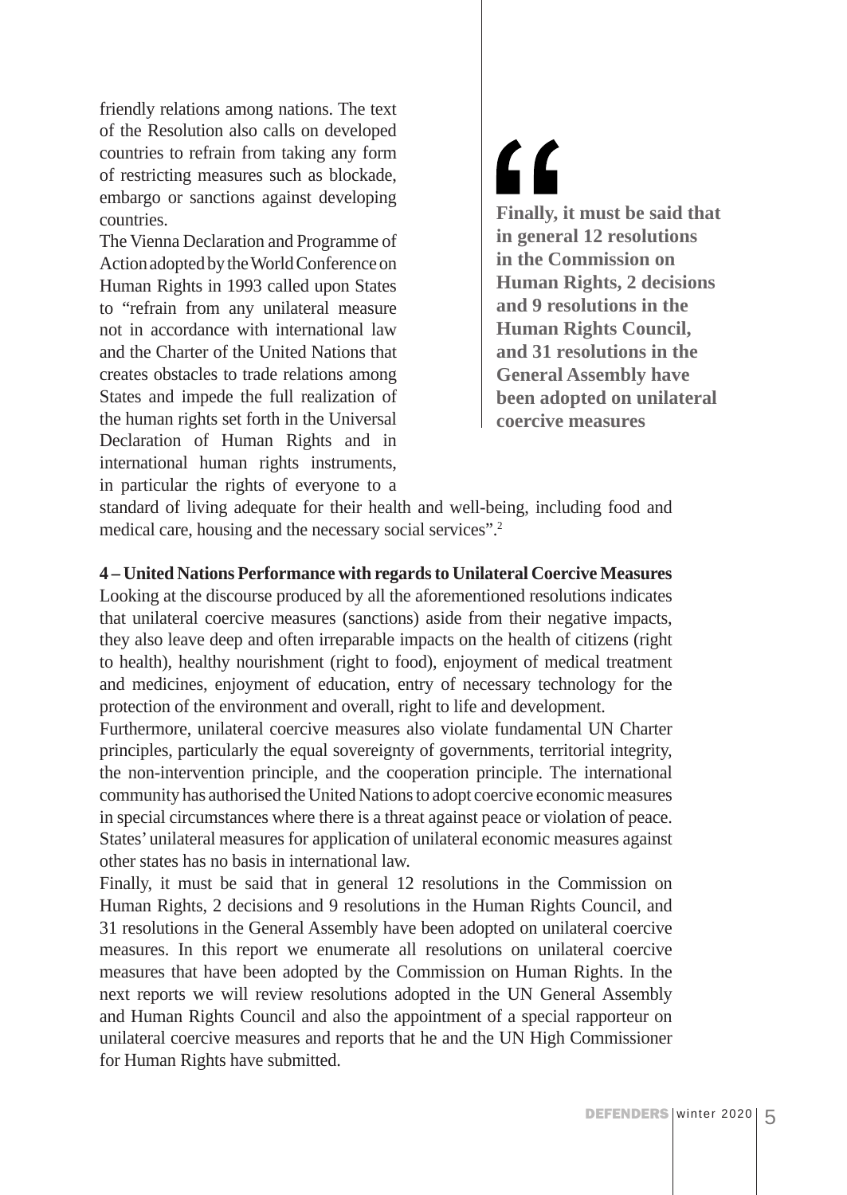friendly relations among nations. The text of the Resolution also calls on developed countries to refrain from taking any form of restricting measures such as blockade, embargo or sanctions against developing countries.

The Vienna Declaration and Programme of Action adopted by the World Conference on Human Rights in 1993 called upon States to "refrain from any unilateral measure not in accordance with international law and the Charter of the United Nations that creates obstacles to trade relations among States and impede the full realization of the human rights set forth in the Universal Declaration of Human Rights and in international human rights instruments, in particular the rights of everyone to a standard of living adequate for their health and well-being, including food and medical care, housing and the necessary social services".[2]

> **Finally, it must be said that in general 12 resolutions in the Commission on Human Rights, 2 decisions and 9 resolutions in the Human Rights Council, and 31 resolutions in the General Assembly have been adopted on unilateral coercive measures**

**4 – United Nations Performance with regards to Unilateral Coercive Measures**

Looking at the discourse produced by all the aforementioned resolutions indicates that unilateral coercive measures (sanctions) aside from their negative impacts, they also leave deep and often irreparable impacts on the health of citizens (right to health), healthy nourishment (right to food), enjoyment of medical treatment and medicines, enjoyment of education, entry of necessary technology for the protection of the environment and overall, right to life and development.

Furthermore, unilateral coercive measures also violate fundamental UN Charter principles, particularly the equal sovereignty of governments, territorial integrity, the non-intervention principle, and the cooperation principle. The international community has authorised the United Nations to adopt coercive economic measures in special circumstances where there is a threat against peace or violation of peace. States' unilateral measures for application of unilateral economic measures against other states has no basis in international law.

Finally, it must be said that in general 12 resolutions in the Commission on Human Rights, 2 decisions and 9 resolutions in the Human Rights Council, and 31 resolutions in the General Assembly have been adopted on unilateral coercive measures. In this report we enumerate all resolutions on unilateral coercive measures that have been adopted by the Commission on Human Rights. In the next reports we will review resolutions adopted in the UN General Assembly and Human Rights Council and also the appointment of a special rapporteur on unilateral coercive measures and reports that he and the UN High Commissioner for Human Rights have submitted.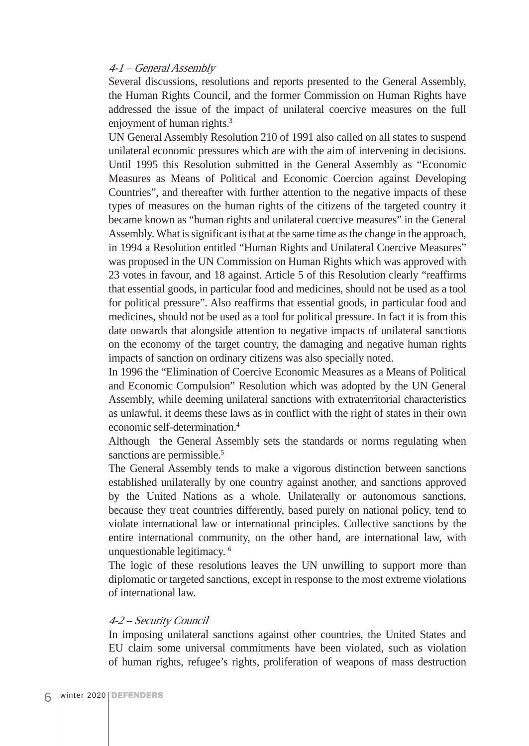### *4-1 – General Assembly*

Several discussions, resolutions and reports presented to the General Assembly, the Human Rights Council, and the former Commission on Human Rights have addressed the issue of the impact of unilateral coercive measures on the full enjoyment of human rights.[3]

UN General Assembly Resolution 210 of 1991 also called on all states to suspend unilateral economic pressures which are with the aim of intervening in decisions. Until 1995 this Resolution submitted in the General Assembly as "Economic Measures as Means of Political and Economic Coercion against Developing Countries", and thereafter with further attention to the negative impacts of these types of measures on the human rights of the citizens of the targeted country it became known as "human rights and unilateral coercive measures" in the General Assembly. What is significant is that at the same time as the change in the approach, in 1994 a Resolution entitled "Human Rights and Unilateral Coercive Measures" was proposed in the UN Commission on Human Rights which was approved with 23 votes in favour, and 18 against. Article 5 of this Resolution clearly "reaffirms that essential goods, in particular food and medicines, should not be used as a tool for political pressure". Also reaffirms that essential goods, in particular food and medicines, should not be used as a tool for political pressure. In fact it is from this date onwards that alongside attention to negative impacts of unilateral sanctions on the economy of the target country, the damaging and negative human rights impacts of sanction on ordinary citizens was also specially noted.

In 1996 the "Elimination of Coercive Economic Measures as a Means of Political and Economic Compulsion" Resolution which was adopted by the UN General Assembly, while deeming unilateral sanctions with extraterritorial characteristics as unlawful, it deems these laws as in conflict with the right of states in their own economic self-determination.[4]

Although the General Assembly sets the standards or norms regulating when sanctions are permissible.[5]

The General Assembly tends to make a vigorous distinction between sanctions established unilaterally by one country against another, and sanctions approved by the United Nations as a whole. Unilaterally or autonomous sanctions, because they treat countries differently, based purely on national policy, tend to violate international law or international principles. Collective sanctions by the entire international community, on the other hand, are international law, with unquestionable legitimacy.[6]

The logic of these resolutions leaves the UN unwilling to support more than diplomatic or targeted sanctions, except in response to the most extreme violations of international law.

### *4-2 – Security Council*

In imposing unilateral sanctions against other countries, the United States and EU claim some universal commitments have been violated, such as violation of human rights, refugee's rights, proliferation of weapons of mass destruction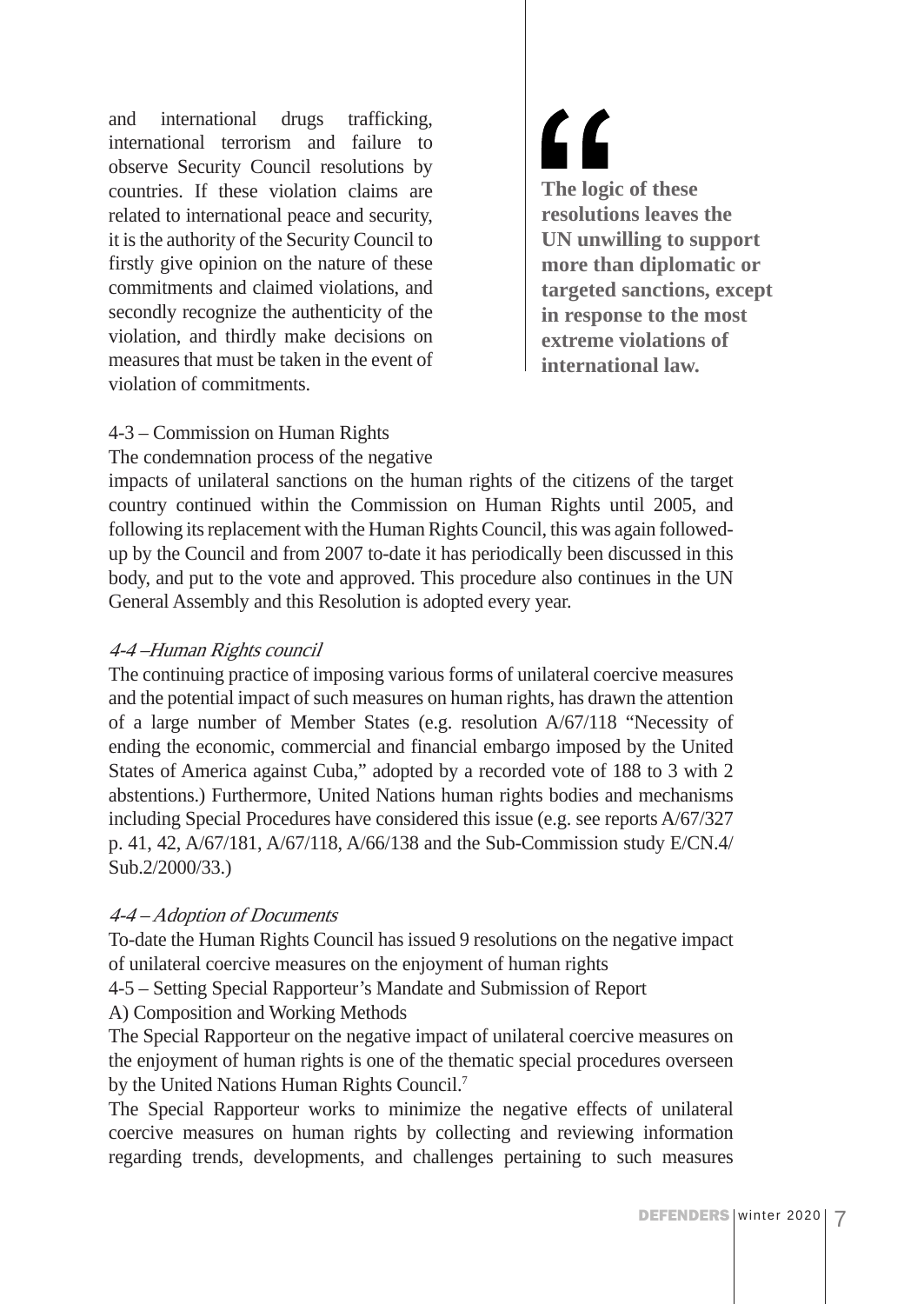and international drugs trafficking, international terrorism and failure to observe Security Council resolutions by countries. If these violation claims are related to international peace and security, it is the authority of the Security Council to firstly give opinion on the nature of these commitments and claimed violations, and secondly recognize the authenticity of the violation, and thirdly make decisions on measures that must be taken in the event of violation of commitments.

> **The logic of these resolutions leaves the UN unwilling to support more than diplomatic or targeted sanctions, except in response to the most extreme violations of international law.**

4-3 – Commission on Human Rights

The condemnation process of the negative impacts of unilateral sanctions on the human rights of the citizens of the target country continued within the Commission on Human Rights until 2005, and following its replacement with the Human Rights Council, this was again followed-up by the Council and from 2007 to-date it has periodically been discussed in this body, and put to the vote and approved. This procedure also continues in the UN General Assembly and this Resolution is adopted every year.

*4-4 –Human Rights council*

The continuing practice of imposing various forms of unilateral coercive measures and the potential impact of such measures on human rights, has drawn the attention of a large number of Member States (e.g. resolution A/67/118 "Necessity of ending the economic, commercial and financial embargo imposed by the United States of America against Cuba," adopted by a recorded vote of 188 to 3 with 2 abstentions.) Furthermore, United Nations human rights bodies and mechanisms including Special Procedures have considered this issue (e.g. see reports A/67/327 p. 41, 42, A/67/181, A/67/118, A/66/138 and the Sub-Commission study E/CN.4/Sub.2/2000/33.)

*4-4 – Adoption of Documents*

To-date the Human Rights Council has issued 9 resolutions on the negative impact of unilateral coercive measures on the enjoyment of human rights

4-5 – Setting Special Rapporteur's Mandate and Submission of Report

A) Composition and Working Methods

The Special Rapporteur on the negative impact of unilateral coercive measures on the enjoyment of human rights is one of the thematic special procedures overseen by the United Nations Human Rights Council.[7]

The Special Rapporteur works to minimize the negative effects of unilateral coercive measures on human rights by collecting and reviewing information regarding trends, developments, and challenges pertaining to such measures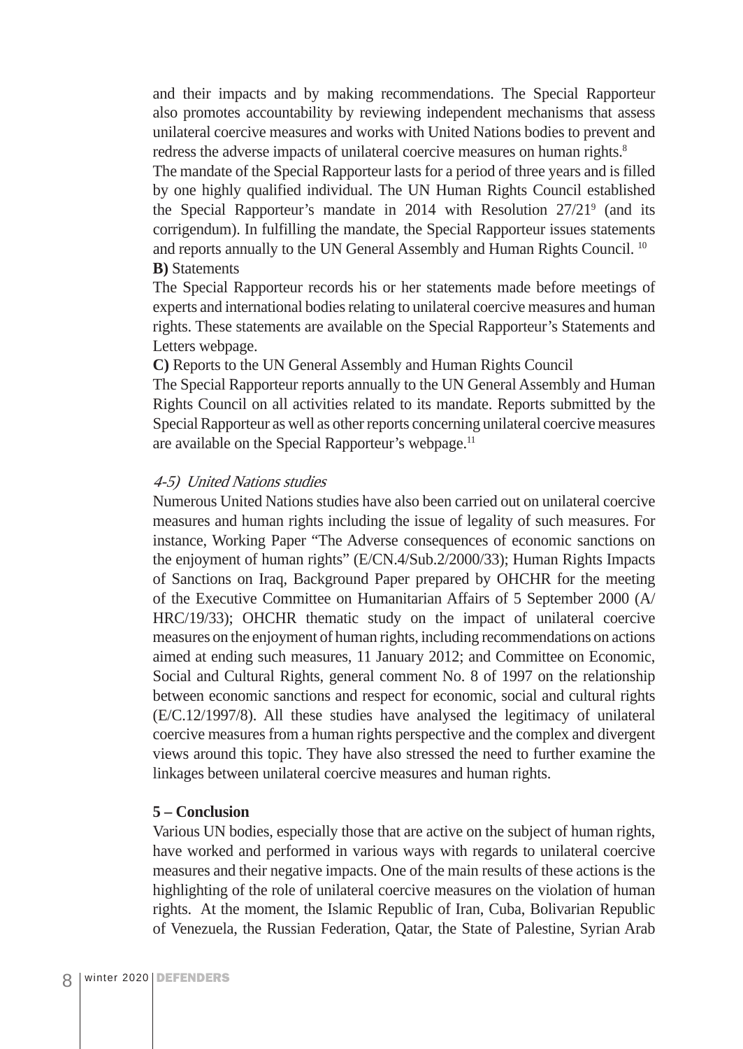and their impacts and by making recommendations. The Special Rapporteur also promotes accountability by reviewing independent mechanisms that assess unilateral coercive measures and works with United Nations bodies to prevent and redress the adverse impacts of unilateral coercive measures on human rights.[8]

The mandate of the Special Rapporteur lasts for a period of three years and is filled by one highly qualified individual. The UN Human Rights Council established the Special Rapporteur's mandate in 2014 with Resolution 27/21[9] (and its corrigendum). In fulfilling the mandate, the Special Rapporteur issues statements and reports annually to the UN General Assembly and Human Rights Council. [10]

**B)** Statements

The Special Rapporteur records his or her statements made before meetings of experts and international bodies relating to unilateral coercive measures and human rights. These statements are available on the Special Rapporteur's Statements and Letters webpage.

**C)** Reports to the UN General Assembly and Human Rights Council

The Special Rapporteur reports annually to the UN General Assembly and Human Rights Council on all activities related to its mandate. Reports submitted by the Special Rapporteur as well as other reports concerning unilateral coercive measures are available on the Special Rapporteur's webpage.[11]

*4-5) United Nations studies*

Numerous United Nations studies have also been carried out on unilateral coercive measures and human rights including the issue of legality of such measures. For instance, Working Paper "The Adverse consequences of economic sanctions on the enjoyment of human rights" (E/CN.4/Sub.2/2000/33); Human Rights Impacts of Sanctions on Iraq, Background Paper prepared by OHCHR for the meeting of the Executive Committee on Humanitarian Affairs of 5 September 2000 (A/HRC/19/33); OHCHR thematic study on the impact of unilateral coercive measures on the enjoyment of human rights, including recommendations on actions aimed at ending such measures, 11 January 2012; and Committee on Economic, Social and Cultural Rights, general comment No. 8 of 1997 on the relationship between economic sanctions and respect for economic, social and cultural rights (E/C.12/1997/8). All these studies have analysed the legitimacy of unilateral coercive measures from a human rights perspective and the complex and divergent views around this topic. They have also stressed the need to further examine the linkages between unilateral coercive measures and human rights.

**5 – Conclusion**

Various UN bodies, especially those that are active on the subject of human rights, have worked and performed in various ways with regards to unilateral coercive measures and their negative impacts. One of the main results of these actions is the highlighting of the role of unilateral coercive measures on the violation of human rights. At the moment, the Islamic Republic of Iran, Cuba, Bolivarian Republic of Venezuela, the Russian Federation, Qatar, the State of Palestine, Syrian Arab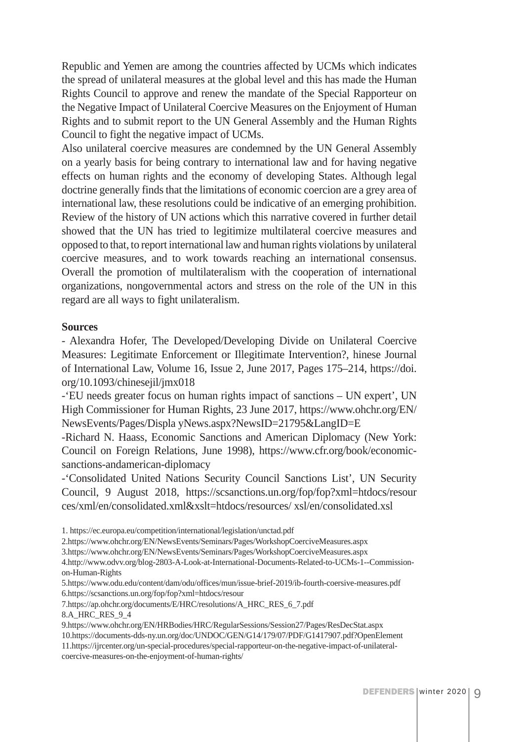Republic and Yemen are among the countries affected by UCMs which indicates the spread of unilateral measures at the global level and this has made the Human Rights Council to approve and renew the mandate of the Special Rapporteur on the Negative Impact of Unilateral Coercive Measures on the Enjoyment of Human Rights and to submit report to the UN General Assembly and the Human Rights Council to fight the negative impact of UCMs.

Also unilateral coercive measures are condemned by the UN General Assembly on a yearly basis for being contrary to international law and for having negative effects on human rights and the economy of developing States. Although legal doctrine generally finds that the limitations of economic coercion are a grey area of international law, these resolutions could be indicative of an emerging prohibition. Review of the history of UN actions which this narrative covered in further detail showed that the UN has tried to legitimize multilateral coercive measures and opposed to that, to report international law and human rights violations by unilateral coercive measures, and to work towards reaching an international consensus. Overall the promotion of multilateralism with the cooperation of international organizations, nongovernmental actors and stress on the role of the UN in this regard are all ways to fight unilateralism.

**Sources**

- Alexandra Hofer, The Developed/Developing Divide on Unilateral Coercive Measures: Legitimate Enforcement or Illegitimate Intervention?, hinese Journal of International Law, Volume 16, Issue 2, June 2017, Pages 175–214, https://doi.org/10.1093/chinesejil/jmx018

-'EU needs greater focus on human rights impact of sanctions – UN expert', UN High Commissioner for Human Rights, 23 June 2017, https://www.ohchr.org/EN/NewsEvents/Pages/Displa yNews.aspx?NewsID=21795&LangID=E

-Richard N. Haass, Economic Sanctions and American Diplomacy (New York: Council on Foreign Relations, June 1998), https://www.cfr.org/book/economic-sanctions-andamerican-diplomacy

-'Consolidated United Nations Security Council Sanctions List', UN Security Council, 9 August 2018, https://scsanctions.un.org/fop/fop?xml=htdocs/resources/xml/en/consolidated.xml&xslt=htdocs/resources/ xsl/en/consolidated.xsl

1. https://ec.europa.eu/competition/international/legislation/unctad.pdf

2.https://www.ohchr.org/EN/NewsEvents/Seminars/Pages/WorkshopCoerciveMeasures.aspx

3.https://www.ohchr.org/EN/NewsEvents/Seminars/Pages/WorkshopCoerciveMeasures.aspx

4.http://www.odvv.org/blog-2803-A-Look-at-International-Documents-Related-to-UCMs-1--Commission-on-Human-Rights

5.https://www.odu.edu/content/dam/odu/offices/mun/issue-brief-2019/ib-fourth-coersive-measures.pdf

6.https://scsanctions.un.org/fop/fop?xml=htdocs/resour

7.https://ap.ohchr.org/documents/E/HRC/resolutions/A_HRC_RES_6_7.pdf

8.A_HRC_RES_9_4

9.https://www.ohchr.org/EN/HRBodies/HRC/RegularSessions/Session27/Pages/ResDecStat.aspx

10.https://documents-dds-ny.un.org/doc/UNDOC/GEN/G14/179/07/PDF/G1417907.pdf?OpenElement

11.https://ijrcenter.org/un-special-procedures/special-rapporteur-on-the-negative-impact-of-unilateral-coercive-measures-on-the-enjoyment-of-human-rights/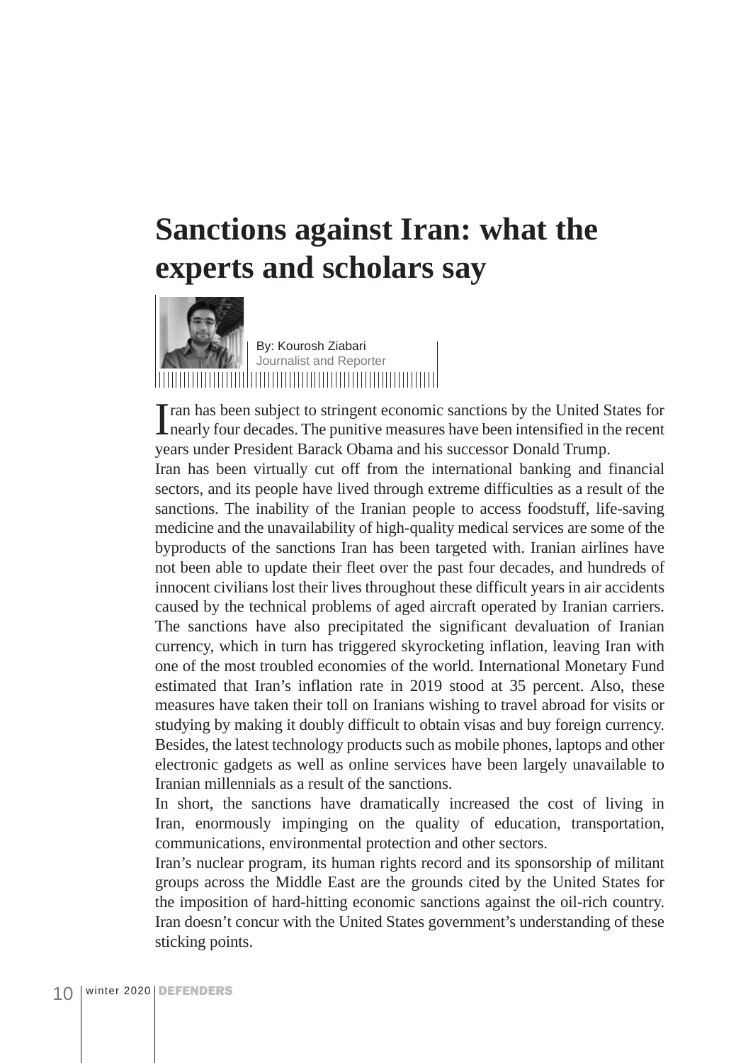# Sanctions against Iran: what the experts and scholars say

By: Kourosh Ziabari
Journalist and Reporter

Iran has been subject to stringent economic sanctions by the United States for nearly four decades. The punitive measures have been intensified in the recent years under President Barack Obama and his successor Donald Trump.

Iran has been virtually cut off from the international banking and financial sectors, and its people have lived through extreme difficulties as a result of the sanctions. The inability of the Iranian people to access foodstuff, life-saving medicine and the unavailability of high-quality medical services are some of the byproducts of the sanctions Iran has been targeted with. Iranian airlines have not been able to update their fleet over the past four decades, and hundreds of innocent civilians lost their lives throughout these difficult years in air accidents caused by the technical problems of aged aircraft operated by Iranian carriers. The sanctions have also precipitated the significant devaluation of Iranian currency, which in turn has triggered skyrocketing inflation, leaving Iran with one of the most troubled economies of the world. International Monetary Fund estimated that Iran's inflation rate in 2019 stood at 35 percent. Also, these measures have taken their toll on Iranians wishing to travel abroad for visits or studying by making it doubly difficult to obtain visas and buy foreign currency. Besides, the latest technology products such as mobile phones, laptops and other electronic gadgets as well as online services have been largely unavailable to Iranian millennials as a result of the sanctions.

In short, the sanctions have dramatically increased the cost of living in Iran, enormously impinging on the quality of education, transportation, communications, environmental protection and other sectors.

Iran's nuclear program, its human rights record and its sponsorship of militant groups across the Middle East are the grounds cited by the United States for the imposition of hard-hitting economic sanctions against the oil-rich country. Iran doesn't concur with the United States government's understanding of these sticking points.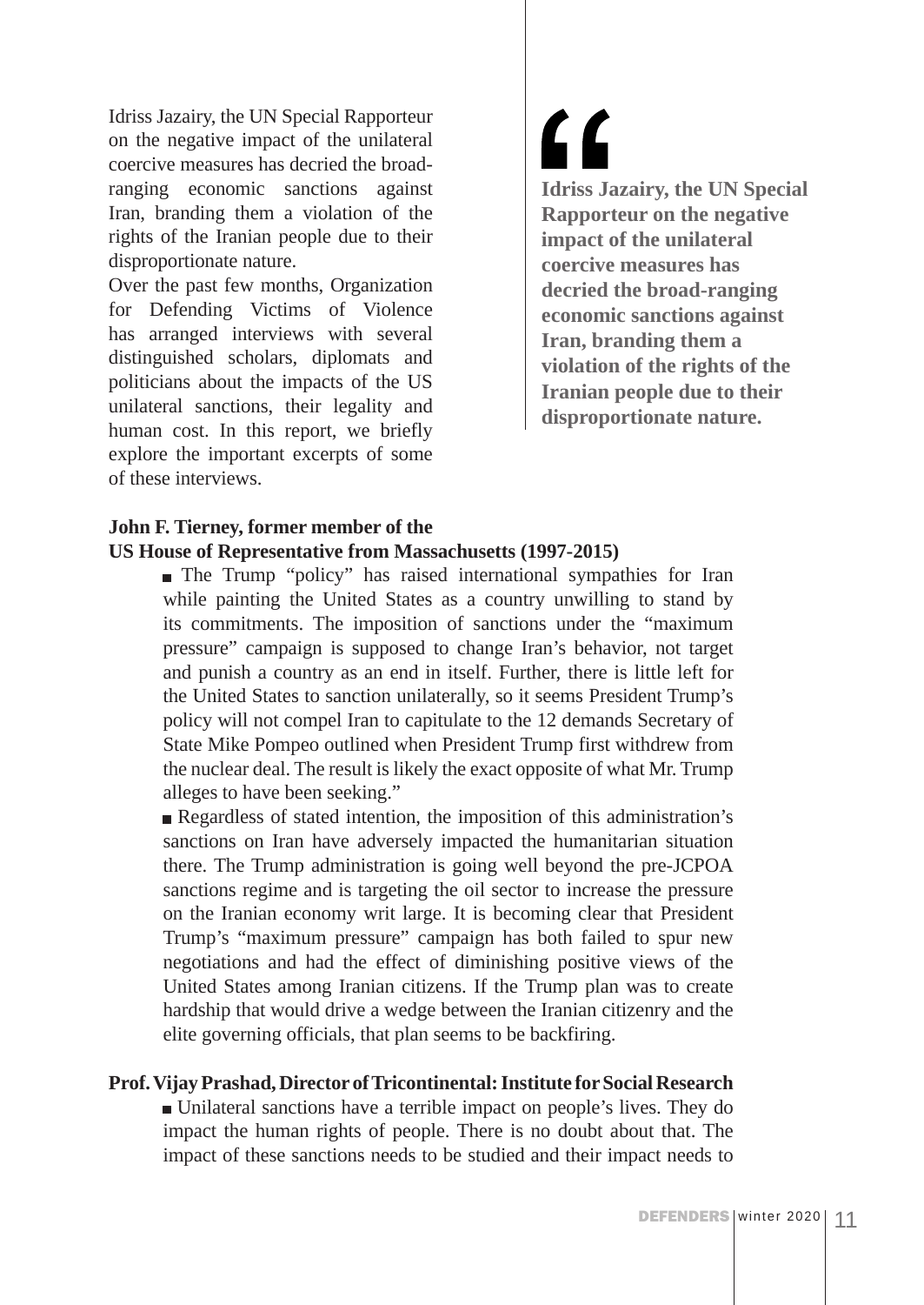Idriss Jazairy, the UN Special Rapporteur on the negative impact of the unilateral coercive measures has decried the broad-ranging economic sanctions against Iran, branding them a violation of the rights of the Iranian people due to their disproportionate nature.

Over the past few months, Organization for Defending Victims of Violence has arranged interviews with several distinguished scholars, diplomats and politicians about the impacts of the US unilateral sanctions, their legality and human cost. In this report, we briefly explore the important excerpts of some of these interviews.

> **Idriss Jazairy, the UN Special Rapporteur on the negative impact of the unilateral coercive measures has decried the broad-ranging economic sanctions against Iran, branding them a violation of the rights of the Iranian people due to their disproportionate nature.**

**John F. Tierney, former member of the US House of Representative from Massachusetts (1997-2015)**

- The Trump "policy" has raised international sympathies for Iran while painting the United States as a country unwilling to stand by its commitments. The imposition of sanctions under the "maximum pressure" campaign is supposed to change Iran's behavior, not target and punish a country as an end in itself. Further, there is little left for the United States to sanction unilaterally, so it seems President Trump's policy will not compel Iran to capitulate to the 12 demands Secretary of State Mike Pompeo outlined when President Trump first withdrew from the nuclear deal. The result is likely the exact opposite of what Mr. Trump alleges to have been seeking."
- Regardless of stated intention, the imposition of this administration's sanctions on Iran have adversely impacted the humanitarian situation there. The Trump administration is going well beyond the pre-JCPOA sanctions regime and is targeting the oil sector to increase the pressure on the Iranian economy writ large. It is becoming clear that President Trump's "maximum pressure" campaign has both failed to spur new negotiations and had the effect of diminishing positive views of the United States among Iranian citizens. If the Trump plan was to create hardship that would drive a wedge between the Iranian citizenry and the elite governing officials, that plan seems to be backfiring.

**Prof. Vijay Prashad, Director of Tricontinental: Institute for Social Research**

- Unilateral sanctions have a terrible impact on people's lives. They do impact the human rights of people. There is no doubt about that. The impact of these sanctions needs to be studied and their impact needs to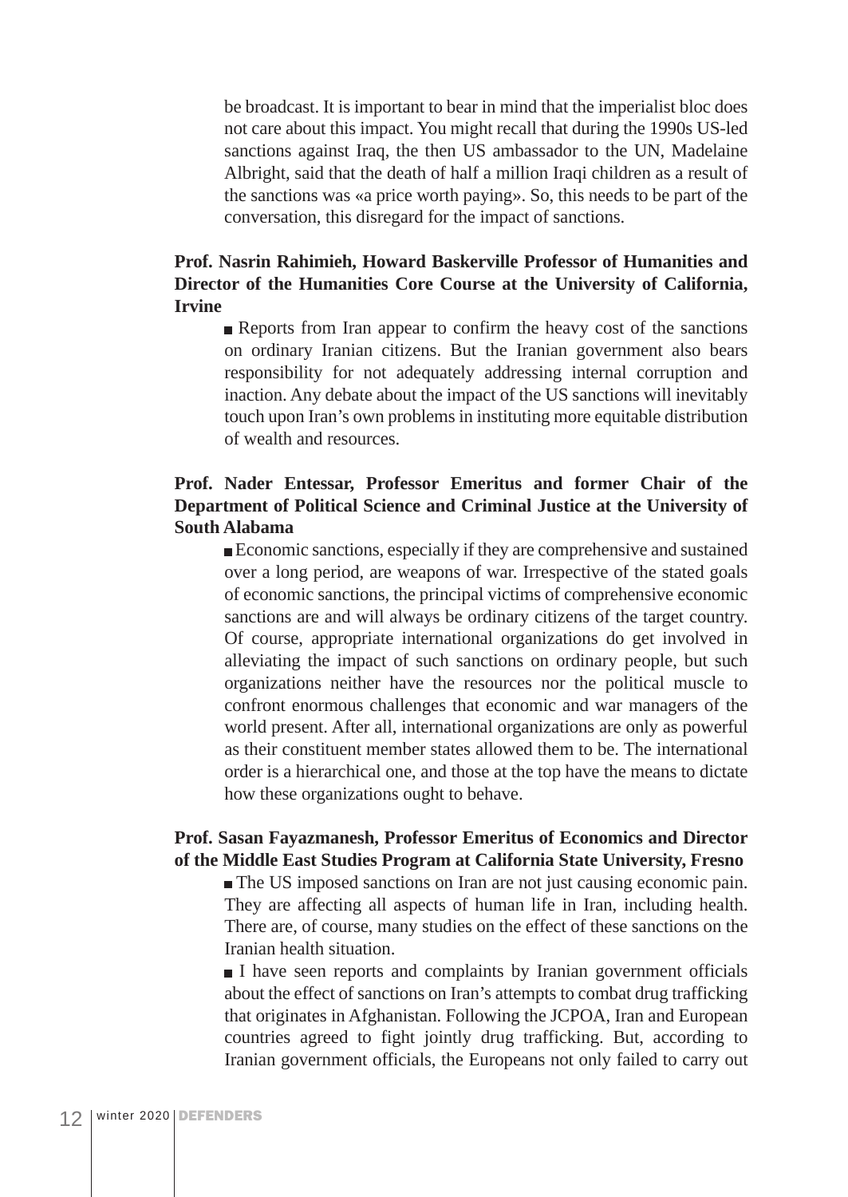be broadcast. It is important to bear in mind that the imperialist bloc does not care about this impact. You might recall that during the 1990s US-led sanctions against Iraq, the then US ambassador to the UN, Madelaine Albright, said that the death of half a million Iraqi children as a result of the sanctions was «a price worth paying». So, this needs to be part of the conversation, this disregard for the impact of sanctions.

**Prof. Nasrin Rahimieh, Howard Baskerville Professor of Humanities and Director of the Humanities Core Course at the University of California, Irvine**

■ Reports from Iran appear to confirm the heavy cost of the sanctions on ordinary Iranian citizens. But the Iranian government also bears responsibility for not adequately addressing internal corruption and inaction. Any debate about the impact of the US sanctions will inevitably touch upon Iran's own problems in instituting more equitable distribution of wealth and resources.

**Prof. Nader Entessar, Professor Emeritus and former Chair of the Department of Political Science and Criminal Justice at the University of South Alabama**

■ Economic sanctions, especially if they are comprehensive and sustained over a long period, are weapons of war. Irrespective of the stated goals of economic sanctions, the principal victims of comprehensive economic sanctions are and will always be ordinary citizens of the target country. Of course, appropriate international organizations do get involved in alleviating the impact of such sanctions on ordinary people, but such organizations neither have the resources nor the political muscle to confront enormous challenges that economic and war managers of the world present. After all, international organizations are only as powerful as their constituent member states allowed them to be. The international order is a hierarchical one, and those at the top have the means to dictate how these organizations ought to behave.

**Prof. Sasan Fayazmanesh, Professor Emeritus of Economics and Director of the Middle East Studies Program at California State University, Fresno**

■ The US imposed sanctions on Iran are not just causing economic pain. They are affecting all aspects of human life in Iran, including health. There are, of course, many studies on the effect of these sanctions on the Iranian health situation.

■ I have seen reports and complaints by Iranian government officials about the effect of sanctions on Iran's attempts to combat drug trafficking that originates in Afghanistan. Following the JCPOA, Iran and European countries agreed to fight jointly drug trafficking. But, according to Iranian government officials, the Europeans not only failed to carry out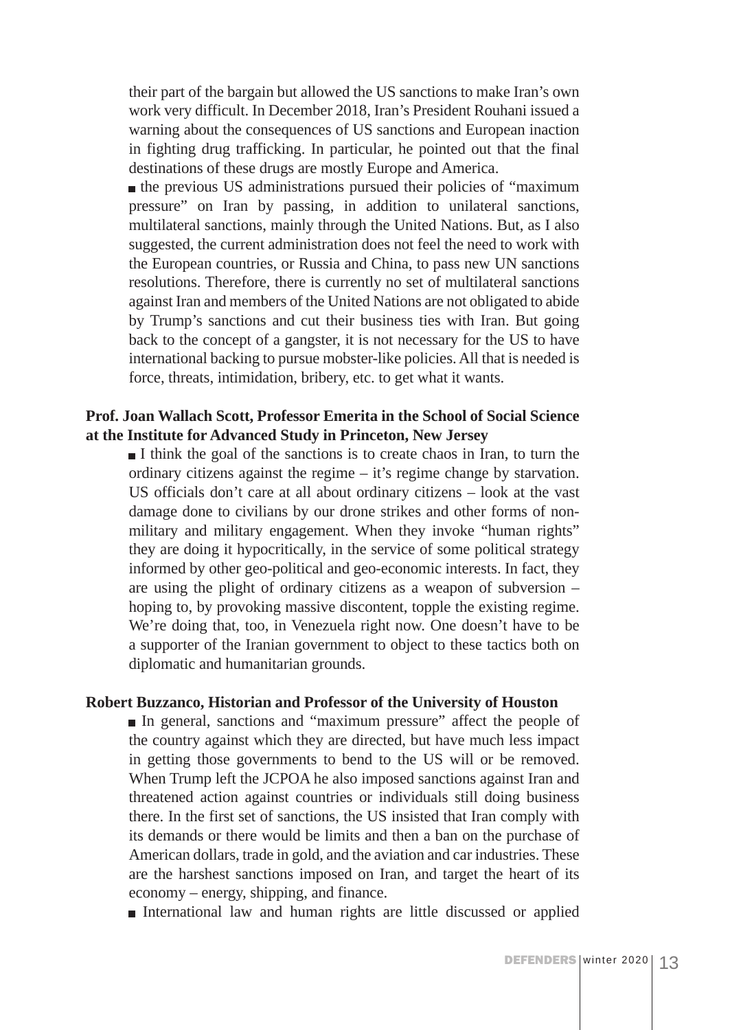their part of the bargain but allowed the US sanctions to make Iran's own work very difficult. In December 2018, Iran's President Rouhani issued a warning about the consequences of US sanctions and European inaction in fighting drug trafficking. In particular, he pointed out that the final destinations of these drugs are mostly Europe and America.

■ the previous US administrations pursued their policies of "maximum pressure" on Iran by passing, in addition to unilateral sanctions, multilateral sanctions, mainly through the United Nations. But, as I also suggested, the current administration does not feel the need to work with the European countries, or Russia and China, to pass new UN sanctions resolutions. Therefore, there is currently no set of multilateral sanctions against Iran and members of the United Nations are not obligated to abide by Trump's sanctions and cut their business ties with Iran. But going back to the concept of a gangster, it is not necessary for the US to have international backing to pursue mobster-like policies. All that is needed is force, threats, intimidation, bribery, etc. to get what it wants.

**Prof. Joan Wallach Scott, Professor Emerita in the School of Social Science at the Institute for Advanced Study in Princeton, New Jersey**

■ I think the goal of the sanctions is to create chaos in Iran, to turn the ordinary citizens against the regime – it's regime change by starvation. US officials don't care at all about ordinary citizens – look at the vast damage done to civilians by our drone strikes and other forms of non-military and military engagement. When they invoke "human rights" they are doing it hypocritically, in the service of some political strategy informed by other geo-political and geo-economic interests. In fact, they are using the plight of ordinary citizens as a weapon of subversion – hoping to, by provoking massive discontent, topple the existing regime. We're doing that, too, in Venezuela right now. One doesn't have to be a supporter of the Iranian government to object to these tactics both on diplomatic and humanitarian grounds.

**Robert Buzzanco, Historian and Professor of the University of Houston**

■ In general, sanctions and "maximum pressure" affect the people of the country against which they are directed, but have much less impact in getting those governments to bend to the US will or be removed. When Trump left the JCPOA he also imposed sanctions against Iran and threatened action against countries or individuals still doing business there. In the first set of sanctions, the US insisted that Iran comply with its demands or there would be limits and then a ban on the purchase of American dollars, trade in gold, and the aviation and car industries. These are the harshest sanctions imposed on Iran, and target the heart of its economy – energy, shipping, and finance.

■ International law and human rights are little discussed or applied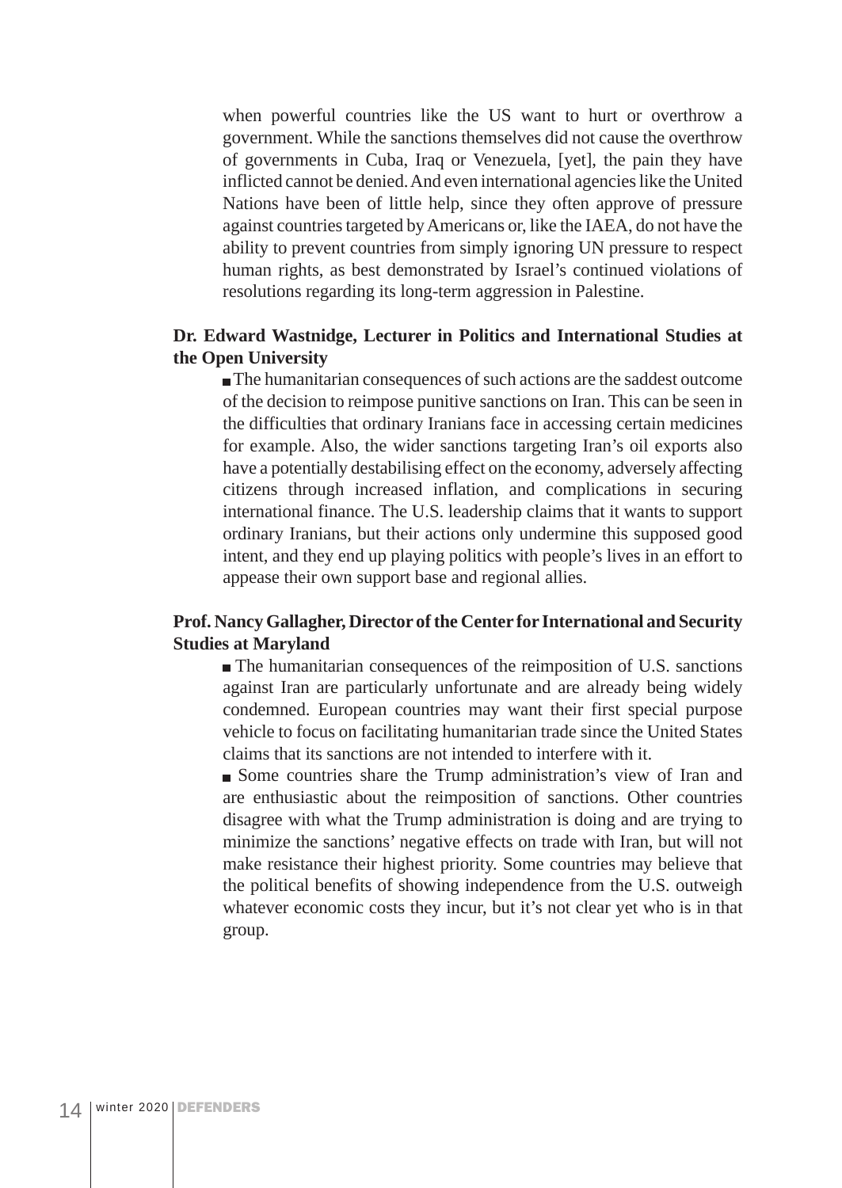when powerful countries like the US want to hurt or overthrow a government. While the sanctions themselves did not cause the overthrow of governments in Cuba, Iraq or Venezuela, [yet], the pain they have inflicted cannot be denied. And even international agencies like the United Nations have been of little help, since they often approve of pressure against countries targeted by Americans or, like the IAEA, do not have the ability to prevent countries from simply ignoring UN pressure to respect human rights, as best demonstrated by Israel's continued violations of resolutions regarding its long-term aggression in Palestine.

**Dr. Edward Wastnidge, Lecturer in Politics and International Studies at the Open University**

- The humanitarian consequences of such actions are the saddest outcome of the decision to reimpose punitive sanctions on Iran. This can be seen in the difficulties that ordinary Iranians face in accessing certain medicines for example. Also, the wider sanctions targeting Iran's oil exports also have a potentially destabilising effect on the economy, adversely affecting citizens through increased inflation, and complications in securing international finance. The U.S. leadership claims that it wants to support ordinary Iranians, but their actions only undermine this supposed good intent, and they end up playing politics with people's lives in an effort to appease their own support base and regional allies.

**Prof. Nancy Gallagher, Director of the Center for International and Security Studies at Maryland**

- The humanitarian consequences of the reimposition of U.S. sanctions against Iran are particularly unfortunate and are already being widely condemned. European countries may want their first special purpose vehicle to focus on facilitating humanitarian trade since the United States claims that its sanctions are not intended to interfere with it.
- Some countries share the Trump administration's view of Iran and are enthusiastic about the reimposition of sanctions. Other countries disagree with what the Trump administration is doing and are trying to minimize the sanctions' negative effects on trade with Iran, but will not make resistance their highest priority. Some countries may believe that the political benefits of showing independence from the U.S. outweigh whatever economic costs they incur, but it's not clear yet who is in that group.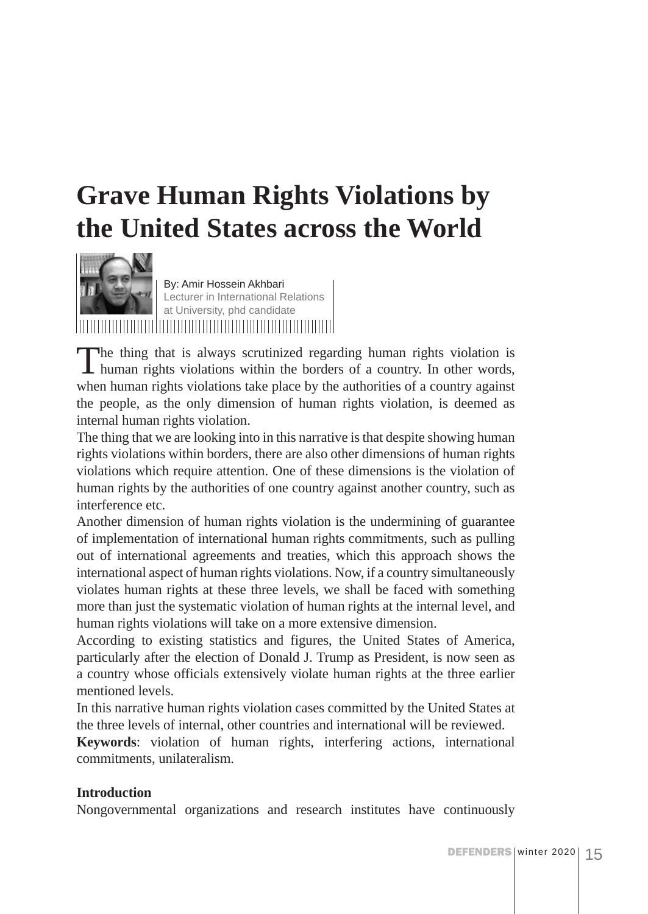# Grave Human Rights Violations by the United States across the World

By: Amir Hossein Akhbari
Lecturer in International Relations at University, phd candidate

The thing that is always scrutinized regarding human rights violation is human rights violations within the borders of a country. In other words, when human rights violations take place by the authorities of a country against the people, as the only dimension of human rights violation, is deemed as internal human rights violation.

The thing that we are looking into in this narrative is that despite showing human rights violations within borders, there are also other dimensions of human rights violations which require attention. One of these dimensions is the violation of human rights by the authorities of one country against another country, such as interference etc.

Another dimension of human rights violation is the undermining of guarantee of implementation of international human rights commitments, such as pulling out of international agreements and treaties, which this approach shows the international aspect of human rights violations. Now, if a country simultaneously violates human rights at these three levels, we shall be faced with something more than just the systematic violation of human rights at the internal level, and human rights violations will take on a more extensive dimension.

According to existing statistics and figures, the United States of America, particularly after the election of Donald J. Trump as President, is now seen as a country whose officials extensively violate human rights at the three earlier mentioned levels.

In this narrative human rights violation cases committed by the United States at the three levels of internal, other countries and international will be reviewed.

**Keywords**: violation of human rights, interfering actions, international commitments, unilateralism.

**Introduction**

Nongovernmental organizations and research institutes have continuously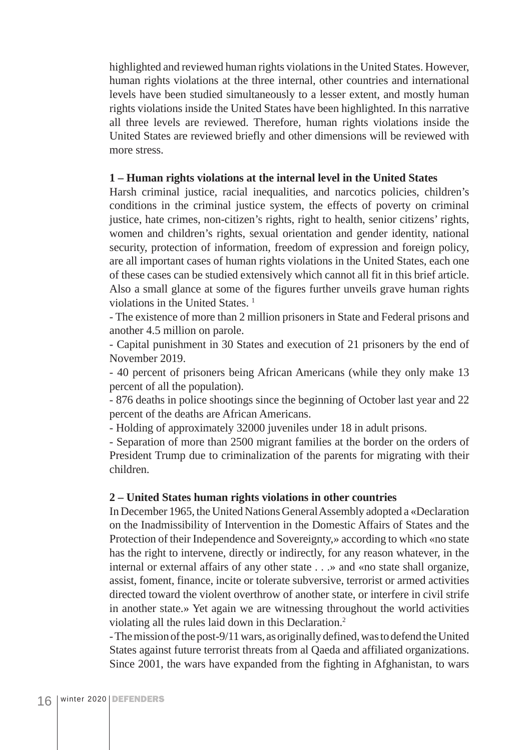highlighted and reviewed human rights violations in the United States. However, human rights violations at the three internal, other countries and international levels have been studied simultaneously to a lesser extent, and mostly human rights violations inside the United States have been highlighted. In this narrative all three levels are reviewed. Therefore, human rights violations inside the United States are reviewed briefly and other dimensions will be reviewed with more stress.

**1 – Human rights violations at the internal level in the United States**

Harsh criminal justice, racial inequalities, and narcotics policies, children's conditions in the criminal justice system, the effects of poverty on criminal justice, hate crimes, non-citizen's rights, right to health, senior citizens' rights, women and children's rights, sexual orientation and gender identity, national security, protection of information, freedom of expression and foreign policy, are all important cases of human rights violations in the United States, each one of these cases can be studied extensively which cannot all fit in this brief article. Also a small glance at some of the figures further unveils grave human rights violations in the United States. [1]

- The existence of more than 2 million prisoners in State and Federal prisons and another 4.5 million on parole.
- Capital punishment in 30 States and execution of 21 prisoners by the end of November 2019.
- 40 percent of prisoners being African Americans (while they only make 13 percent of all the population).
- 876 deaths in police shootings since the beginning of October last year and 22 percent of the deaths are African Americans.
- Holding of approximately 32000 juveniles under 18 in adult prisons.
- Separation of more than 2500 migrant families at the border on the orders of President Trump due to criminalization of the parents for migrating with their children.

**2 – United States human rights violations in other countries**

In December 1965, the United Nations General Assembly adopted a «Declaration on the Inadmissibility of Intervention in the Domestic Affairs of States and the Protection of their Independence and Sovereignty,» according to which «no state has the right to intervene, directly or indirectly, for any reason whatever, in the internal or external affairs of any other state . . .» and «no state shall organize, assist, foment, finance, incite or tolerate subversive, terrorist or armed activities directed toward the violent overthrow of another state, or interfere in civil strife in another state.» Yet again we are witnessing throughout the world activities violating all the rules laid down in this Declaration.[2]

- The mission of the post-9/11 wars, as originally defined, was to defend the United States against future terrorist threats from al Qaeda and affiliated organizations. Since 2001, the wars have expanded from the fighting in Afghanistan, to wars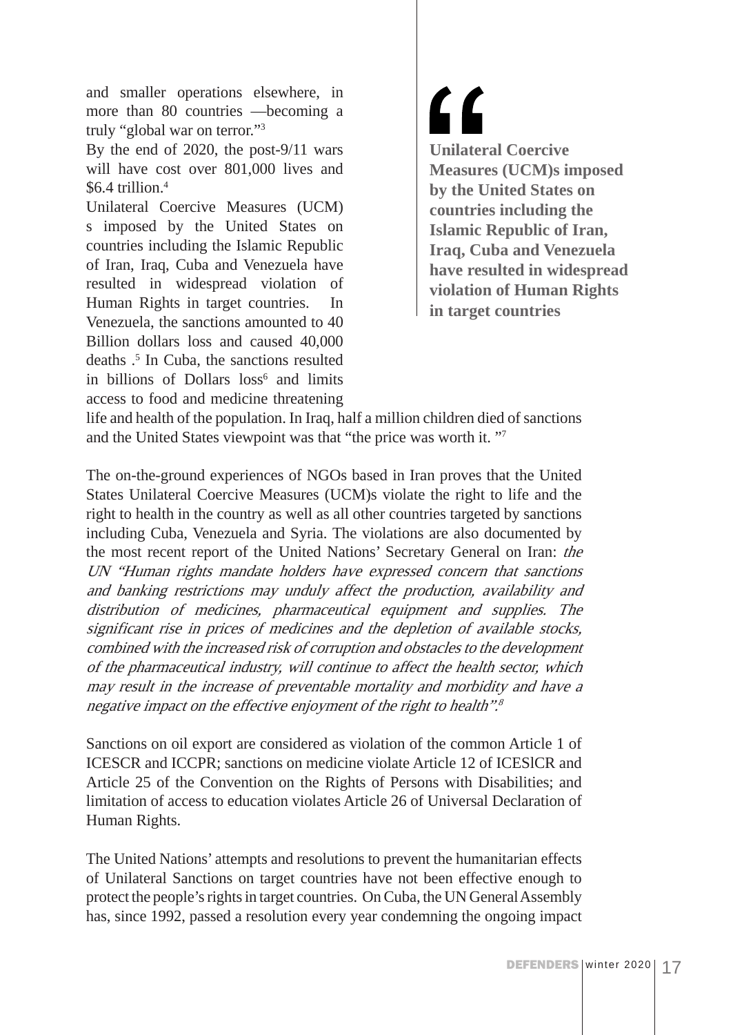and smaller operations elsewhere, in more than 80 countries —becoming a truly “global war on terror.”[3]

By the end of 2020, the post-9/11 wars will have cost over 801,000 lives and $6.4 trillion.[4]

Unilateral Coercive Measures (UCM) s imposed by the United States on countries including the Islamic Republic of Iran, Iraq, Cuba and Venezuela have resulted in widespread violation of Human Rights in target countries. In Venezuela, the sanctions amounted to 40 Billion dollars loss and caused 40,000 deaths .[5] In Cuba, the sanctions resulted in billions of Dollars loss[6] and limits access to food and medicine threatening life and health of the population. In Iraq, half a million children died of sanctions and the United States viewpoint was that “the price was worth it. ”[7]

> **Unilateral Coercive Measures (UCM)s imposed by the United States on countries including the Islamic Republic of Iran, Iraq, Cuba and Venezuela have resulted in widespread violation of Human Rights in target countries**

The on-the-ground experiences of NGOs based in Iran proves that the United States Unilateral Coercive Measures (UCM)s violate the right to life and the right to health in the country as well as all other countries targeted by sanctions including Cuba, Venezuela and Syria. The violations are also documented by the most recent report of the United Nations’ Secretary General on Iran: *the UN “Human rights mandate holders have expressed concern that sanctions and banking restrictions may unduly affect the production, availability and distribution of medicines, pharmaceutical equipment and supplies. The significant rise in prices of medicines and the depletion of available stocks, combined with the increased risk of corruption and obstacles to the development of the pharmaceutical industry, will continue to affect the health sector, which may result in the increase of preventable mortality and morbidity and have a negative impact on the effective enjoyment of the right to health”.*[8]

Sanctions on oil export are considered as violation of the common Article 1 of ICESCR and ICCPR; sanctions on medicine violate Article 12 of ICESlCR and Article 25 of the Convention on the Rights of Persons with Disabilities; and limitation of access to education violates Article 26 of Universal Declaration of Human Rights.

The United Nations’ attempts and resolutions to prevent the humanitarian effects of Unilateral Sanctions on target countries have not been effective enough to protect the people’s rights in target countries. On Cuba, the UN General Assembly has, since 1992, passed a resolution every year condemning the ongoing impact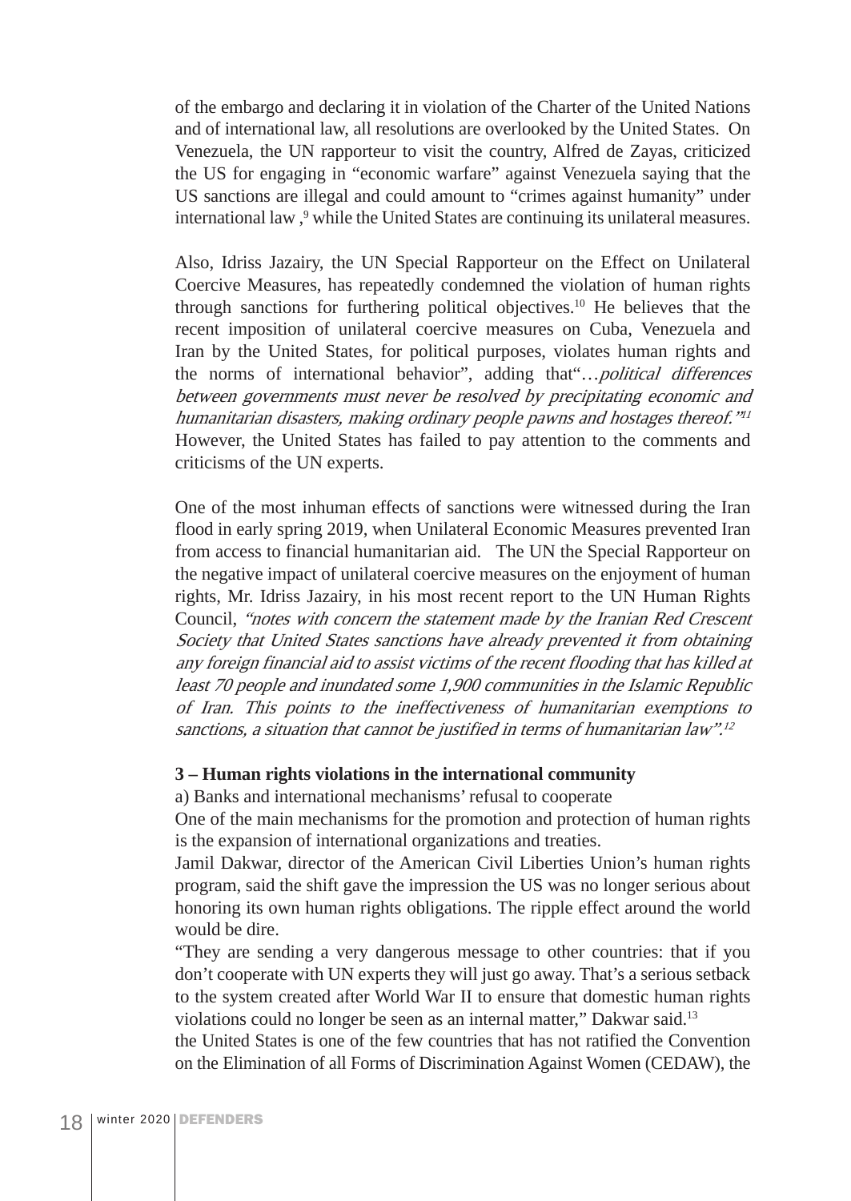of the embargo and declaring it in violation of the Charter of the United Nations and of international law, all resolutions are overlooked by the United States. On Venezuela, the UN rapporteur to visit the country, Alfred de Zayas, criticized the US for engaging in "economic warfare" against Venezuela saying that the US sanctions are illegal and could amount to "crimes against humanity" under international law ,[9] while the United States are continuing its unilateral measures.

Also, Idriss Jazairy, the UN Special Rapporteur on the Effect on Unilateral Coercive Measures, has repeatedly condemned the violation of human rights through sanctions for furthering political objectives.[10] He believes that the recent imposition of unilateral coercive measures on Cuba, Venezuela and Iran by the United States, for political purposes, violates human rights and the norms of international behavior", adding that"…*political differences between governments must never be resolved by precipitating economic and humanitarian disasters, making ordinary people pawns and hostages thereof."*[11] However, the United States has failed to pay attention to the comments and criticisms of the UN experts.

One of the most inhuman effects of sanctions were witnessed during the Iran flood in early spring 2019, when Unilateral Economic Measures prevented Iran from access to financial humanitarian aid. The UN the Special Rapporteur on the negative impact of unilateral coercive measures on the enjoyment of human rights, Mr. Idriss Jazairy, in his most recent report to the UN Human Rights Council, *"notes with concern the statement made by the Iranian Red Crescent Society that United States sanctions have already prevented it from obtaining any foreign financial aid to assist victims of the recent flooding that has killed at least 70 people and inundated some 1,900 communities in the Islamic Republic of Iran. This points to the ineffectiveness of humanitarian exemptions to sanctions, a situation that cannot be justified in terms of humanitarian law".*[12]

**3 – Human rights violations in the international community**

a) Banks and international mechanisms' refusal to cooperate

One of the main mechanisms for the promotion and protection of human rights is the expansion of international organizations and treaties.

Jamil Dakwar, director of the American Civil Liberties Union's human rights program, said the shift gave the impression the US was no longer serious about honoring its own human rights obligations. The ripple effect around the world would be dire.

"They are sending a very dangerous message to other countries: that if you don't cooperate with UN experts they will just go away. That's a serious setback to the system created after World War II to ensure that domestic human rights violations could no longer be seen as an internal matter," Dakwar said.[13]

the United States is one of the few countries that has not ratified the Convention on the Elimination of all Forms of Discrimination Against Women (CEDAW), the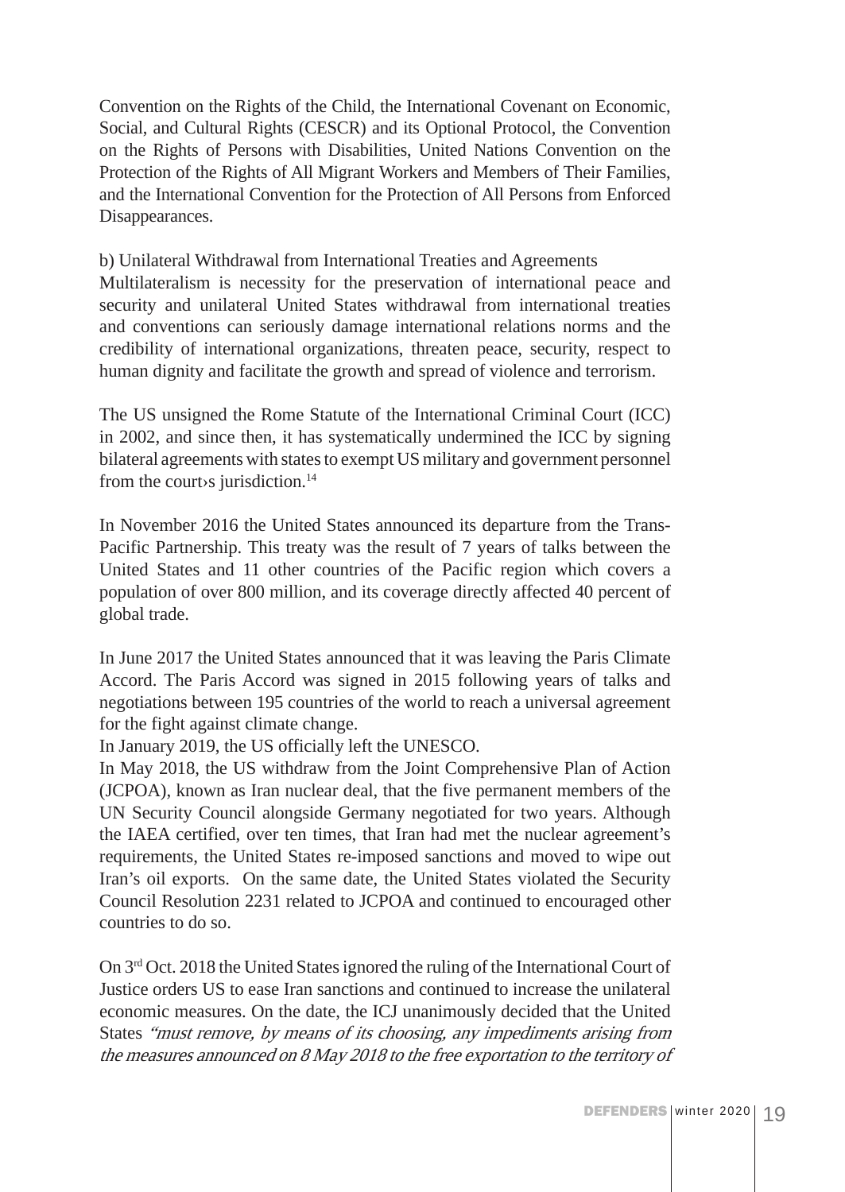Convention on the Rights of the Child, the International Covenant on Economic, Social, and Cultural Rights (CESCR) and its Optional Protocol, the Convention on the Rights of Persons with Disabilities, United Nations Convention on the Protection of the Rights of All Migrant Workers and Members of Their Families, and the International Convention for the Protection of All Persons from Enforced Disappearances.

b) Unilateral Withdrawal from International Treaties and Agreements

Multilateralism is necessity for the preservation of international peace and security and unilateral United States withdrawal from international treaties and conventions can seriously damage international relations norms and the credibility of international organizations, threaten peace, security, respect to human dignity and facilitate the growth and spread of violence and terrorism.

The US unsigned the Rome Statute of the International Criminal Court (ICC) in 2002, and since then, it has systematically undermined the ICC by signing bilateral agreements with states to exempt US military and government personnel from the court›s jurisdiction.[14]

In November 2016 the United States announced its departure from the Trans-Pacific Partnership. This treaty was the result of 7 years of talks between the United States and 11 other countries of the Pacific region which covers a population of over 800 million, and its coverage directly affected 40 percent of global trade.

In June 2017 the United States announced that it was leaving the Paris Climate Accord. The Paris Accord was signed in 2015 following years of talks and negotiations between 195 countries of the world to reach a universal agreement for the fight against climate change.

In January 2019, the US officially left the UNESCO.

In May 2018, the US withdraw from the Joint Comprehensive Plan of Action (JCPOA), known as Iran nuclear deal, that the five permanent members of the UN Security Council alongside Germany negotiated for two years. Although the IAEA certified, over ten times, that Iran had met the nuclear agreement's requirements, the United States re-imposed sanctions and moved to wipe out Iran's oil exports. On the same date, the United States violated the Security Council Resolution 2231 related to JCPOA and continued to encouraged other countries to do so.

On 3rd Oct. 2018 the United States ignored the ruling of the International Court of Justice orders US to ease Iran sanctions and continued to increase the unilateral economic measures. On the date, the ICJ unanimously decided that the United States *"must remove, by means of its choosing, any impediments arising from the measures announced on 8 May 2018 to the free exportation to the territory of*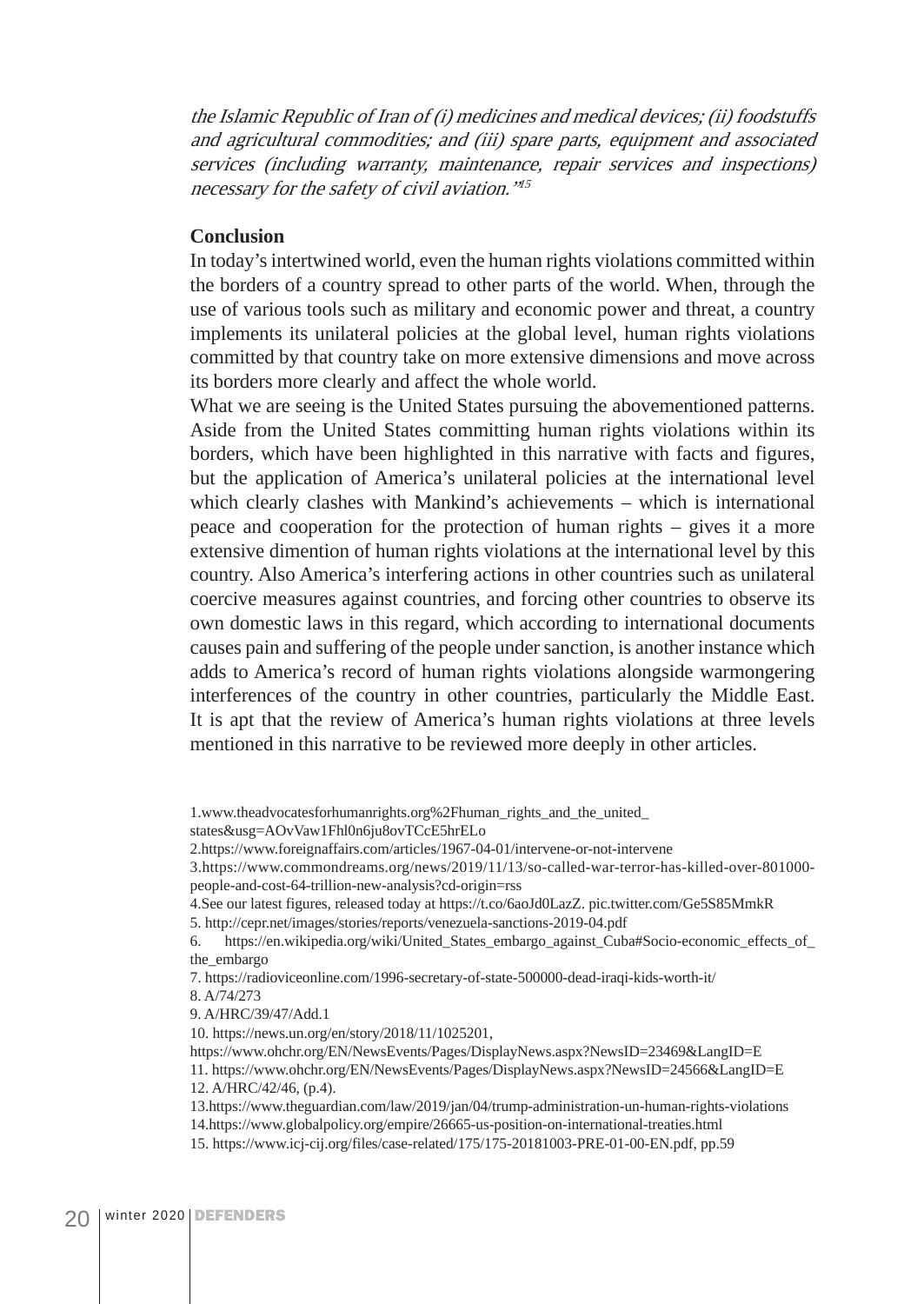*the Islamic Republic of Iran of (i) medicines and medical devices; (ii) foodstuffs and agricultural commodities; and (iii) spare parts, equipment and associated services (including warranty, maintenance, repair services and inspections) necessary for the safety of civil aviation."*[15]

**Conclusion**

In today's intertwined world, even the human rights violations committed within the borders of a country spread to other parts of the world. When, through the use of various tools such as military and economic power and threat, a country implements its unilateral policies at the global level, human rights violations committed by that country take on more extensive dimensions and move across its borders more clearly and affect the whole world.

What we are seeing is the United States pursuing the abovementioned patterns. Aside from the United States committing human rights violations within its borders, which have been highlighted in this narrative with facts and figures, but the application of America's unilateral policies at the international level which clearly clashes with Mankind's achievements – which is international peace and cooperation for the protection of human rights – gives it a more extensive dimention of human rights violations at the international level by this country. Also America's interfering actions in other countries such as unilateral coercive measures against countries, and forcing other countries to observe its own domestic laws in this regard, which according to international documents causes pain and suffering of the people under sanction, is another instance which adds to America's record of human rights violations alongside warmongering interferences of the country in other countries, particularly the Middle East. It is apt that the review of America's human rights violations at three levels mentioned in this narrative to be reviewed more deeply in other articles.

1.www.theadvocatesforhumanrights.org%2Fhuman_rights_and_the_united_states&usg=AOvVaw1Fhl0n6ju8ovTCcE5hrELo

2.https://www.foreignaffairs.com/articles/1967-04-01/intervene-or-not-intervene

3.https://www.commondreams.org/news/2019/11/13/so-called-war-terror-has-killed-over-801000-people-and-cost-64-trillion-new-analysis?cd-origin=rss

4.See our latest figures, released today at https://t.co/6aoJd0LazZ. pic.twitter.com/Ge5S85MmkR

5. http://cepr.net/images/stories/reports/venezuela-sanctions-2019-04.pdf

6. https://en.wikipedia.org/wiki/United_States_embargo_against_Cuba#Socio-economic_effects_of_the_embargo

7. https://radioviceonline.com/1996-secretary-of-state-500000-dead-iraqi-kids-worth-it/

8. A/74/273

9. A/HRC/39/47/Add.1

10. https://news.un.org/en/story/2018/11/1025201,
https://www.ohchr.org/EN/NewsEvents/Pages/DisplayNews.aspx?NewsID=23469&LangID=E

11. https://www.ohchr.org/EN/NewsEvents/Pages/DisplayNews.aspx?NewsID=24566&LangID=E

12. A/HRC/42/46, (p.4).

13.https://www.theguardian.com/law/2019/jan/04/trump-administration-un-human-rights-violations

14.https://www.globalpolicy.org/empire/26665-us-position-on-international-treaties.html

15. https://www.icj-cij.org/files/case-related/175/175-20181003-PRE-01-00-EN.pdf, pp.59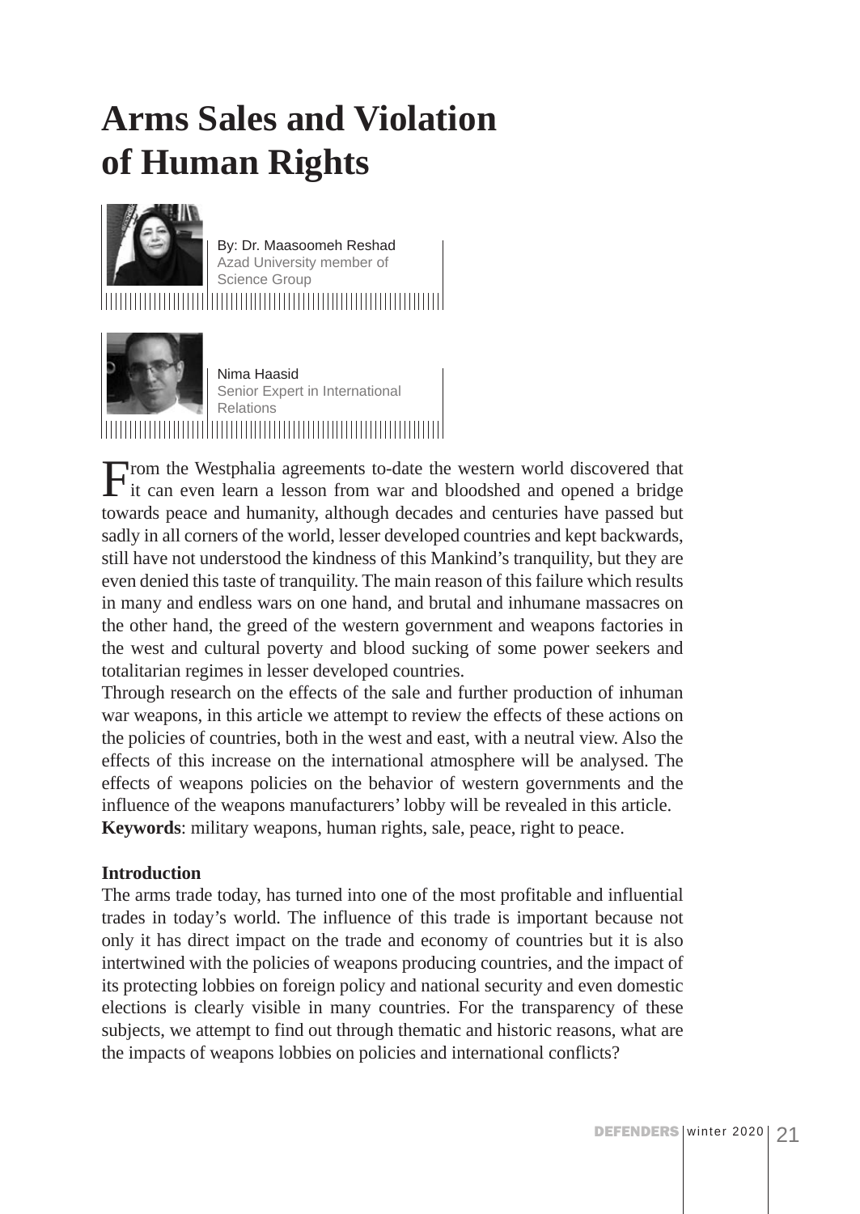# Arms Sales and Violation of Human Rights

By: Dr. Maasoomeh Reshad
Azad University member of Science Group

Nima Haasid
Senior Expert in International Relations

From the Westphalia agreements to-date the western world discovered that it can even learn a lesson from war and bloodshed and opened a bridge towards peace and humanity, although decades and centuries have passed but sadly in all corners of the world, lesser developed countries and kept backwards, still have not understood the kindness of this Mankind's tranquility, but they are even denied this taste of tranquility. The main reason of this failure which results in many and endless wars on one hand, and brutal and inhumane massacres on the other hand, the greed of the western government and weapons factories in the west and cultural poverty and blood sucking of some power seekers and totalitarian regimes in lesser developed countries.

Through research on the effects of the sale and further production of inhuman war weapons, in this article we attempt to review the effects of these actions on the policies of countries, both in the west and east, with a neutral view. Also the effects of this increase on the international atmosphere will be analysed. The effects of weapons policies on the behavior of western governments and the influence of the weapons manufacturers' lobby will be revealed in this article.

**Keywords**: military weapons, human rights, sale, peace, right to peace.

**Introduction**

The arms trade today, has turned into one of the most profitable and influential trades in today's world. The influence of this trade is important because not only it has direct impact on the trade and economy of countries but it is also intertwined with the policies of weapons producing countries, and the impact of its protecting lobbies on foreign policy and national security and even domestic elections is clearly visible in many countries. For the transparency of these subjects, we attempt to find out through thematic and historic reasons, what are the impacts of weapons lobbies on policies and international conflicts?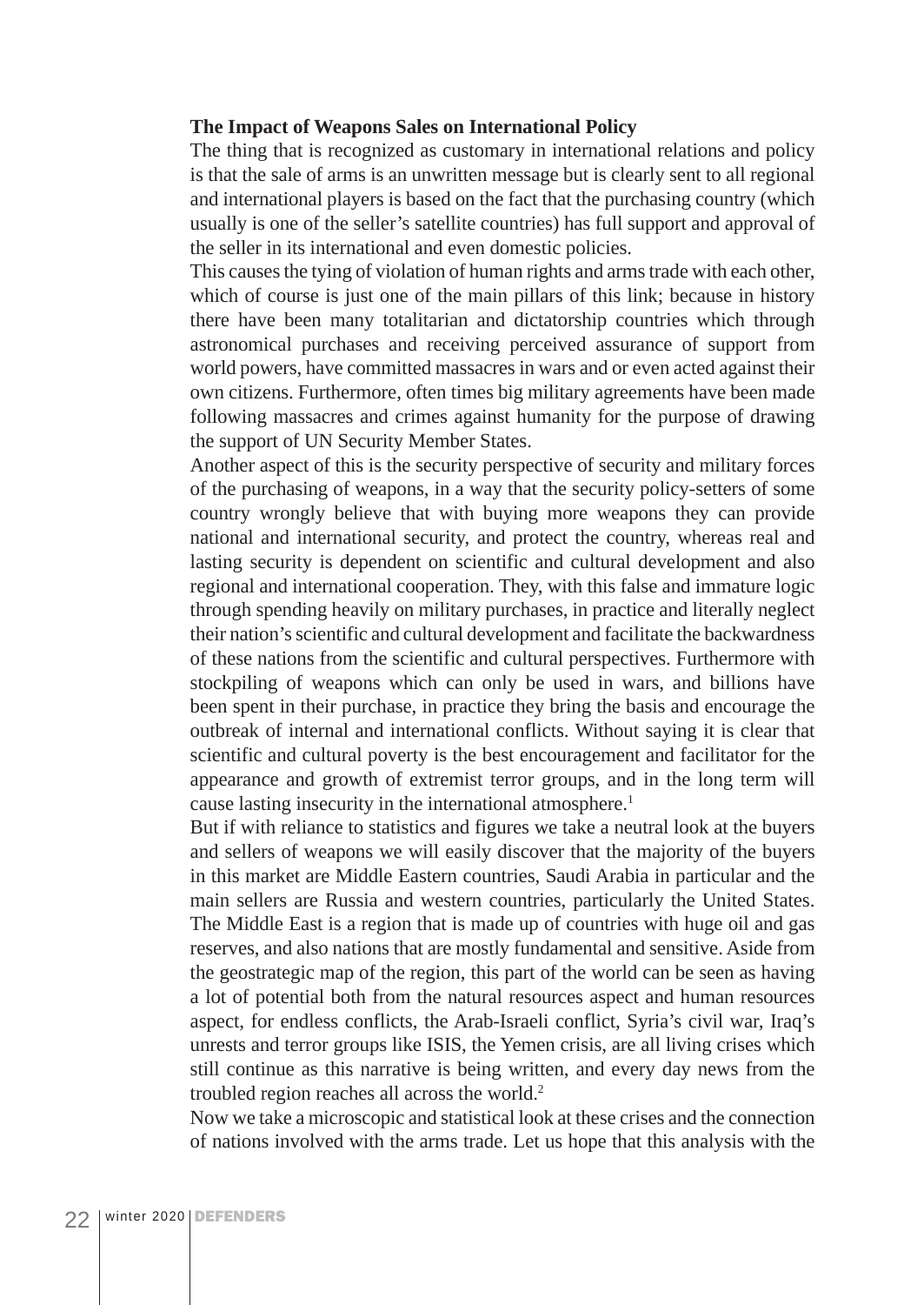**The Impact of Weapons Sales on International Policy**

The thing that is recognized as customary in international relations and policy is that the sale of arms is an unwritten message but is clearly sent to all regional and international players is based on the fact that the purchasing country (which usually is one of the seller's satellite countries) has full support and approval of the seller in its international and even domestic policies.

This causes the tying of violation of human rights and arms trade with each other, which of course is just one of the main pillars of this link; because in history there have been many totalitarian and dictatorship countries which through astronomical purchases and receiving perceived assurance of support from world powers, have committed massacres in wars and or even acted against their own citizens. Furthermore, often times big military agreements have been made following massacres and crimes against humanity for the purpose of drawing the support of UN Security Member States.

Another aspect of this is the security perspective of security and military forces of the purchasing of weapons, in a way that the security policy-setters of some country wrongly believe that with buying more weapons they can provide national and international security, and protect the country, whereas real and lasting security is dependent on scientific and cultural development and also regional and international cooperation. They, with this false and immature logic through spending heavily on military purchases, in practice and literally neglect their nation's scientific and cultural development and facilitate the backwardness of these nations from the scientific and cultural perspectives. Furthermore with stockpiling of weapons which can only be used in wars, and billions have been spent in their purchase, in practice they bring the basis and encourage the outbreak of internal and international conflicts. Without saying it is clear that scientific and cultural poverty is the best encouragement and facilitator for the appearance and growth of extremist terror groups, and in the long term will cause lasting insecurity in the international atmosphere.[1]

But if with reliance to statistics and figures we take a neutral look at the buyers and sellers of weapons we will easily discover that the majority of the buyers in this market are Middle Eastern countries, Saudi Arabia in particular and the main sellers are Russia and western countries, particularly the United States. The Middle East is a region that is made up of countries with huge oil and gas reserves, and also nations that are mostly fundamental and sensitive. Aside from the geostrategic map of the region, this part of the world can be seen as having a lot of potential both from the natural resources aspect and human resources aspect, for endless conflicts, the Arab-Israeli conflict, Syria's civil war, Iraq's unrests and terror groups like ISIS, the Yemen crisis, are all living crises which still continue as this narrative is being written, and every day news from the troubled region reaches all across the world.[2]

Now we take a microscopic and statistical look at these crises and the connection of nations involved with the arms trade. Let us hope that this analysis with the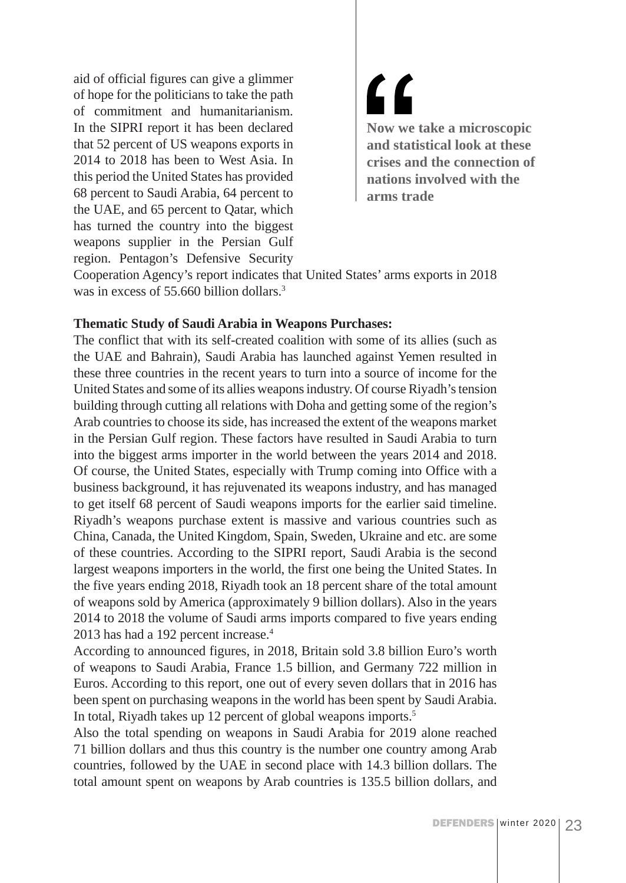aid of official figures can give a glimmer of hope for the politicians to take the path of commitment and humanitarianism. In the SIPRI report it has been declared that 52 percent of US weapons exports in 2014 to 2018 has been to West Asia. In this period the United States has provided 68 percent to Saudi Arabia, 64 percent to the UAE, and 65 percent to Qatar, which has turned the country into the biggest weapons supplier in the Persian Gulf region. Pentagon's Defensive Security Cooperation Agency's report indicates that United States' arms exports in 2018 was in excess of 55.660 billion dollars.[3]

> **Now we take a microscopic and statistical look at these crises and the connection of nations involved with the arms trade**

**Thematic Study of Saudi Arabia in Weapons Purchases:**

The conflict that with its self-created coalition with some of its allies (such as the UAE and Bahrain), Saudi Arabia has launched against Yemen resulted in these three countries in the recent years to turn into a source of income for the United States and some of its allies weapons industry. Of course Riyadh's tension building through cutting all relations with Doha and getting some of the region's Arab countries to choose its side, has increased the extent of the weapons market in the Persian Gulf region. These factors have resulted in Saudi Arabia to turn into the biggest arms importer in the world between the years 2014 and 2018. Of course, the United States, especially with Trump coming into Office with a business background, it has rejuvenated its weapons industry, and has managed to get itself 68 percent of Saudi weapons imports for the earlier said timeline. Riyadh's weapons purchase extent is massive and various countries such as China, Canada, the United Kingdom, Spain, Sweden, Ukraine and etc. are some of these countries. According to the SIPRI report, Saudi Arabia is the second largest weapons importers in the world, the first one being the United States. In the five years ending 2018, Riyadh took an 18 percent share of the total amount of weapons sold by America (approximately 9 billion dollars). Also in the years 2014 to 2018 the volume of Saudi arms imports compared to five years ending 2013 has had a 192 percent increase.[4]

According to announced figures, in 2018, Britain sold 3.8 billion Euro's worth of weapons to Saudi Arabia, France 1.5 billion, and Germany 722 million in Euros. According to this report, one out of every seven dollars that in 2016 has been spent on purchasing weapons in the world has been spent by Saudi Arabia. In total, Riyadh takes up 12 percent of global weapons imports.[5]

Also the total spending on weapons in Saudi Arabia for 2019 alone reached 71 billion dollars and thus this country is the number one country among Arab countries, followed by the UAE in second place with 14.3 billion dollars. The total amount spent on weapons by Arab countries is 135.5 billion dollars, and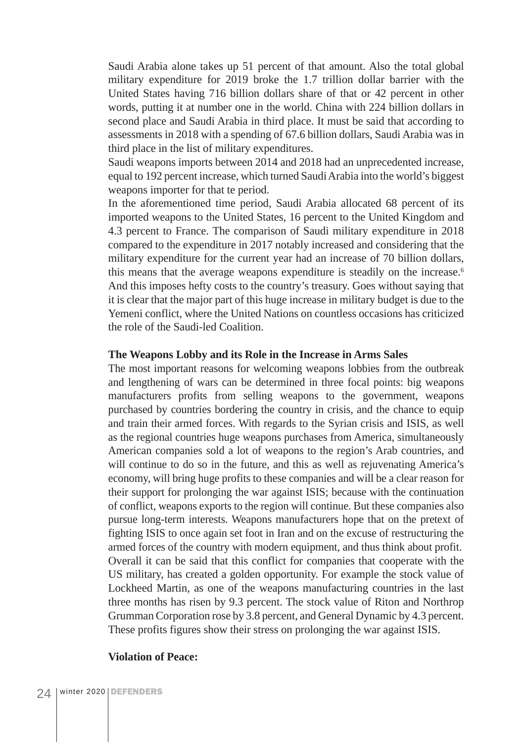Saudi Arabia alone takes up 51 percent of that amount. Also the total global military expenditure for 2019 broke the 1.7 trillion dollar barrier with the United States having 716 billion dollars share of that or 42 percent in other words, putting it at number one in the world. China with 224 billion dollars in second place and Saudi Arabia in third place. It must be said that according to assessments in 2018 with a spending of 67.6 billion dollars, Saudi Arabia was in third place in the list of military expenditures.

Saudi weapons imports between 2014 and 2018 had an unprecedented increase, equal to 192 percent increase, which turned Saudi Arabia into the world's biggest weapons importer for that te period.

In the aforementioned time period, Saudi Arabia allocated 68 percent of its imported weapons to the United States, 16 percent to the United Kingdom and 4.3 percent to France. The comparison of Saudi military expenditure in 2018 compared to the expenditure in 2017 notably increased and considering that the military expenditure for the current year had an increase of 70 billion dollars, this means that the average weapons expenditure is steadily on the increase.[6] And this imposes hefty costs to the country's treasury. Goes without saying that it is clear that the major part of this huge increase in military budget is due to the Yemeni conflict, where the United Nations on countless occasions has criticized the role of the Saudi-led Coalition.

**The Weapons Lobby and its Role in the Increase in Arms Sales**

The most important reasons for welcoming weapons lobbies from the outbreak and lengthening of wars can be determined in three focal points: big weapons manufacturers profits from selling weapons to the government, weapons purchased by countries bordering the country in crisis, and the chance to equip and train their armed forces. With regards to the Syrian crisis and ISIS, as well as the regional countries huge weapons purchases from America, simultaneously American companies sold a lot of weapons to the region's Arab countries, and will continue to do so in the future, and this as well as rejuvenating America's economy, will bring huge profits to these companies and will be a clear reason for their support for prolonging the war against ISIS; because with the continuation of conflict, weapons exports to the region will continue. But these companies also pursue long-term interests. Weapons manufacturers hope that on the pretext of fighting ISIS to once again set foot in Iran and on the excuse of restructuring the armed forces of the country with modern equipment, and thus think about profit.

Overall it can be said that this conflict for companies that cooperate with the US military, has created a golden opportunity. For example the stock value of Lockheed Martin, as one of the weapons manufacturing countries in the last three months has risen by 9.3 percent. The stock value of Riton and Northrop Grumman Corporation rose by 3.8 percent, and General Dynamic by 4.3 percent. These profits figures show their stress on prolonging the war against ISIS.

**Violation of Peace:**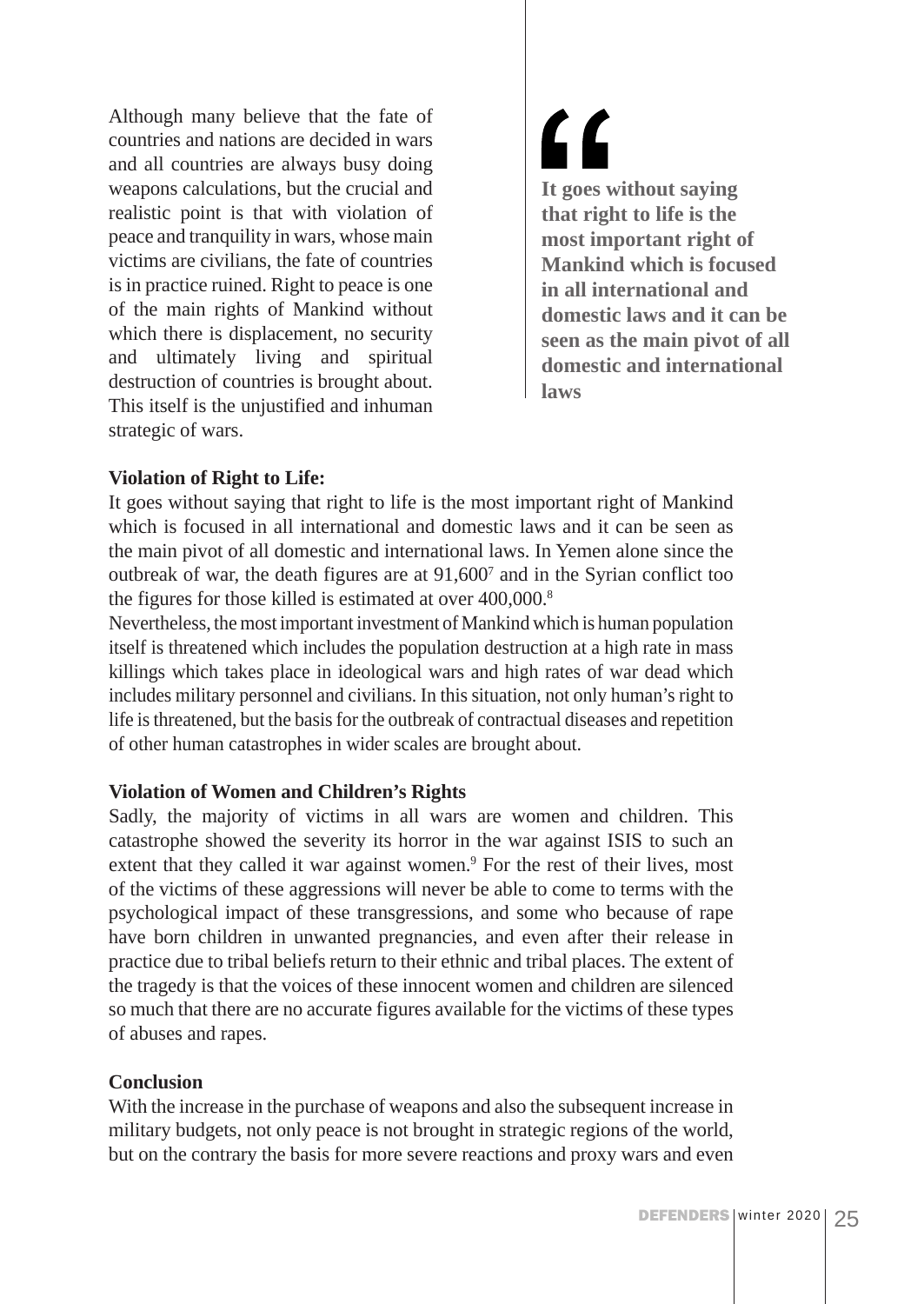Although many believe that the fate of countries and nations are decided in wars and all countries are always busy doing weapons calculations, but the crucial and realistic point is that with violation of peace and tranquility in wars, whose main victims are civilians, the fate of countries is in practice ruined. Right to peace is one of the main rights of Mankind without which there is displacement, no security and ultimately living and spiritual destruction of countries is brought about. This itself is the unjustified and inhuman strategic of wars.

> **It goes without saying that right to life is the most important right of Mankind which is focused in all international and domestic laws and it can be seen as the main pivot of all domestic and international laws**

**Violation of Right to Life:**

It goes without saying that right to life is the most important right of Mankind which is focused in all international and domestic laws and it can be seen as the main pivot of all domestic and international laws. In Yemen alone since the outbreak of war, the death figures are at 91,600[7] and in the Syrian conflict too the figures for those killed is estimated at over 400,000.[8]

Nevertheless, the most important investment of Mankind which is human population itself is threatened which includes the population destruction at a high rate in mass killings which takes place in ideological wars and high rates of war dead which includes military personnel and civilians. In this situation, not only human's right to life is threatened, but the basis for the outbreak of contractual diseases and repetition of other human catastrophes in wider scales are brought about.

**Violation of Women and Children's Rights**

Sadly, the majority of victims in all wars are women and children. This catastrophe showed the severity its horror in the war against ISIS to such an extent that they called it war against women.[9] For the rest of their lives, most of the victims of these aggressions will never be able to come to terms with the psychological impact of these transgressions, and some who because of rape have born children in unwanted pregnancies, and even after their release in practice due to tribal beliefs return to their ethnic and tribal places. The extent of the tragedy is that the voices of these innocent women and children are silenced so much that there are no accurate figures available for the victims of these types of abuses and rapes.

**Conclusion**

With the increase in the purchase of weapons and also the subsequent increase in military budgets, not only peace is not brought in strategic regions of the world, but on the contrary the basis for more severe reactions and proxy wars and even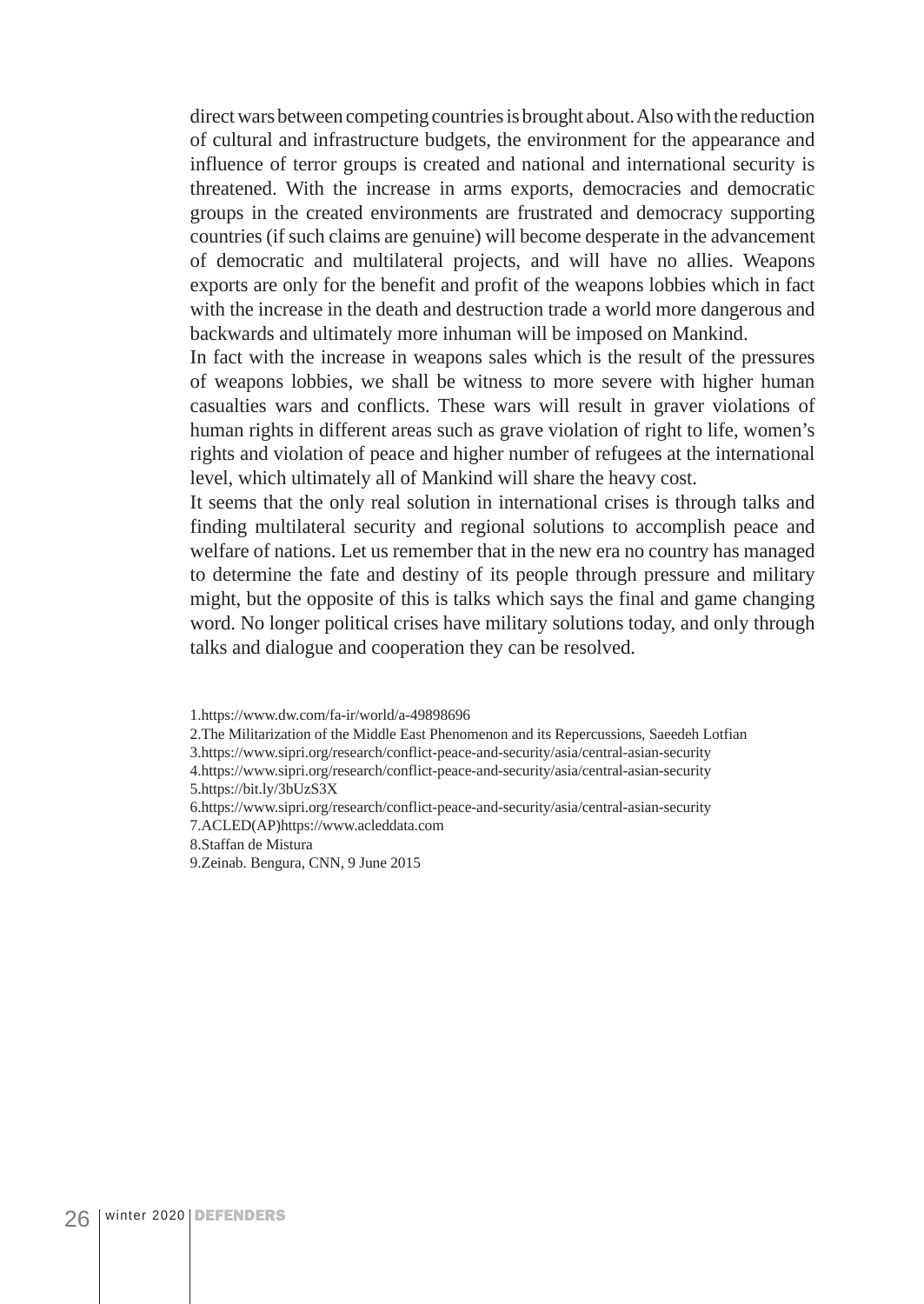direct wars between competing countries is brought about. Also with the reduction of cultural and infrastructure budgets, the environment for the appearance and influence of terror groups is created and national and international security is threatened. With the increase in arms exports, democracies and democratic groups in the created environments are frustrated and democracy supporting countries (if such claims are genuine) will become desperate in the advancement of democratic and multilateral projects, and will have no allies. Weapons exports are only for the benefit and profit of the weapons lobbies which in fact with the increase in the death and destruction trade a world more dangerous and backwards and ultimately more inhuman will be imposed on Mankind.

In fact with the increase in weapons sales which is the result of the pressures of weapons lobbies, we shall be witness to more severe with higher human casualties wars and conflicts. These wars will result in graver violations of human rights in different areas such as grave violation of right to life, women's rights and violation of peace and higher number of refugees at the international level, which ultimately all of Mankind will share the heavy cost.

It seems that the only real solution in international crises is through talks and finding multilateral security and regional solutions to accomplish peace and welfare of nations. Let us remember that in the new era no country has managed to determine the fate and destiny of its people through pressure and military might, but the opposite of this is talks which says the final and game changing word. No longer political crises have military solutions today, and only through talks and dialogue and cooperation they can be resolved.

1.https://www.dw.com/fa-ir/world/a-49898696
2.The Militarization of the Middle East Phenomenon and its Repercussions, Saeedeh Lotfian
3.https://www.sipri.org/research/conflict-peace-and-security/asia/central-asian-security
4.https://www.sipri.org/research/conflict-peace-and-security/asia/central-asian-security
5.https://bit.ly/3bUzS3X
6.https://www.sipri.org/research/conflict-peace-and-security/asia/central-asian-security
7.ACLED(AP)https://www.acleddata.com
8.Staffan de Mistura
9.Zeinab. Bengura, CNN, 9 June 2015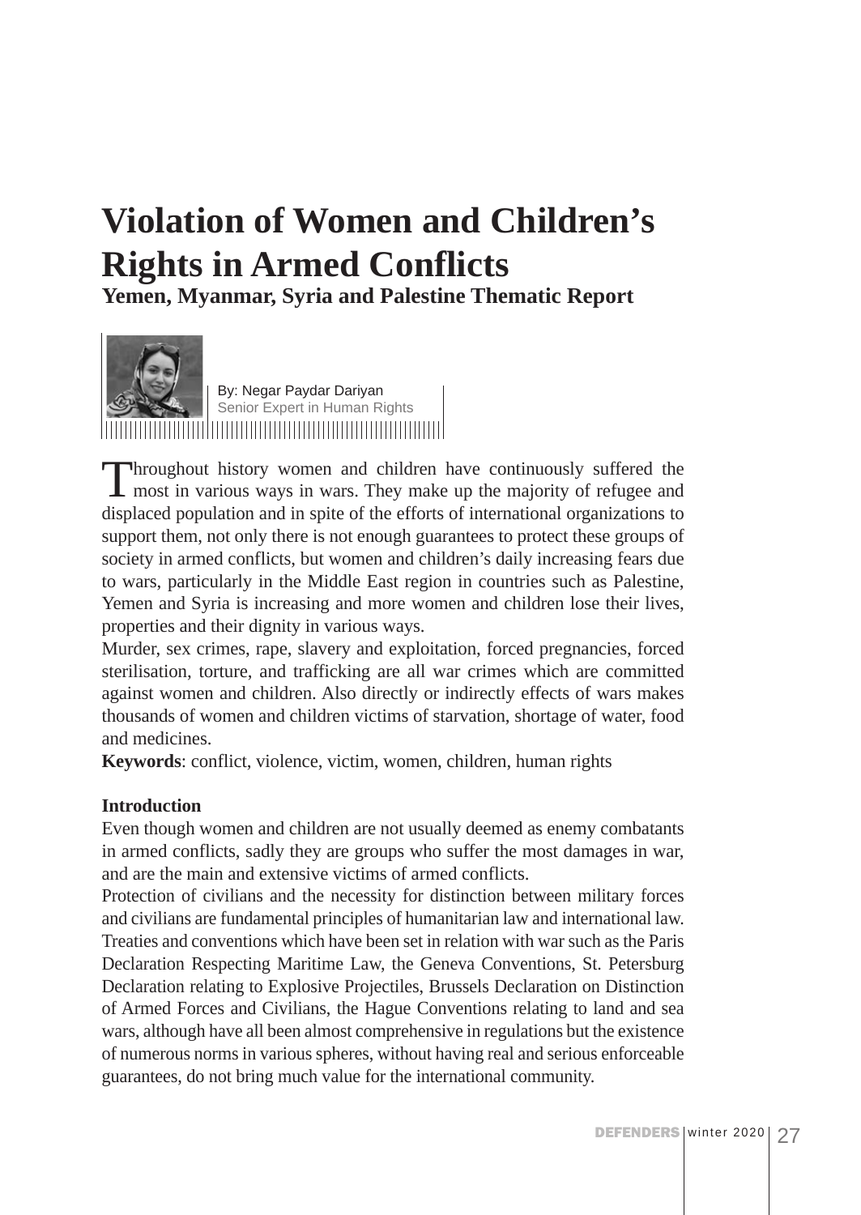# Violation of Women and Children's Rights in Armed Conflicts

## Yemen, Myanmar, Syria and Palestine Thematic Report

By: Negar Paydar Dariyan
Senior Expert in Human Rights

Throughout history women and children have continuously suffered the most in various ways in wars. They make up the majority of refugee and displaced population and in spite of the efforts of international organizations to support them, not only there is not enough guarantees to protect these groups of society in armed conflicts, but women and children's daily increasing fears due to wars, particularly in the Middle East region in countries such as Palestine, Yemen and Syria is increasing and more women and children lose their lives, properties and their dignity in various ways.

Murder, sex crimes, rape, slavery and exploitation, forced pregnancies, forced sterilisation, torture, and trafficking are all war crimes which are committed against women and children. Also directly or indirectly effects of wars makes thousands of women and children victims of starvation, shortage of water, food and medicines.

**Keywords**: conflict, violence, victim, women, children, human rights

### Introduction

Even though women and children are not usually deemed as enemy combatants in armed conflicts, sadly they are groups who suffer the most damages in war, and are the main and extensive victims of armed conflicts.

Protection of civilians and the necessity for distinction between military forces and civilians are fundamental principles of humanitarian law and international law. Treaties and conventions which have been set in relation with war such as the Paris Declaration Respecting Maritime Law, the Geneva Conventions, St. Petersburg Declaration relating to Explosive Projectiles, Brussels Declaration on Distinction of Armed Forces and Civilians, the Hague Conventions relating to land and sea wars, although have all been almost comprehensive in regulations but the existence of numerous norms in various spheres, without having real and serious enforceable guarantees, do not bring much value for the international community.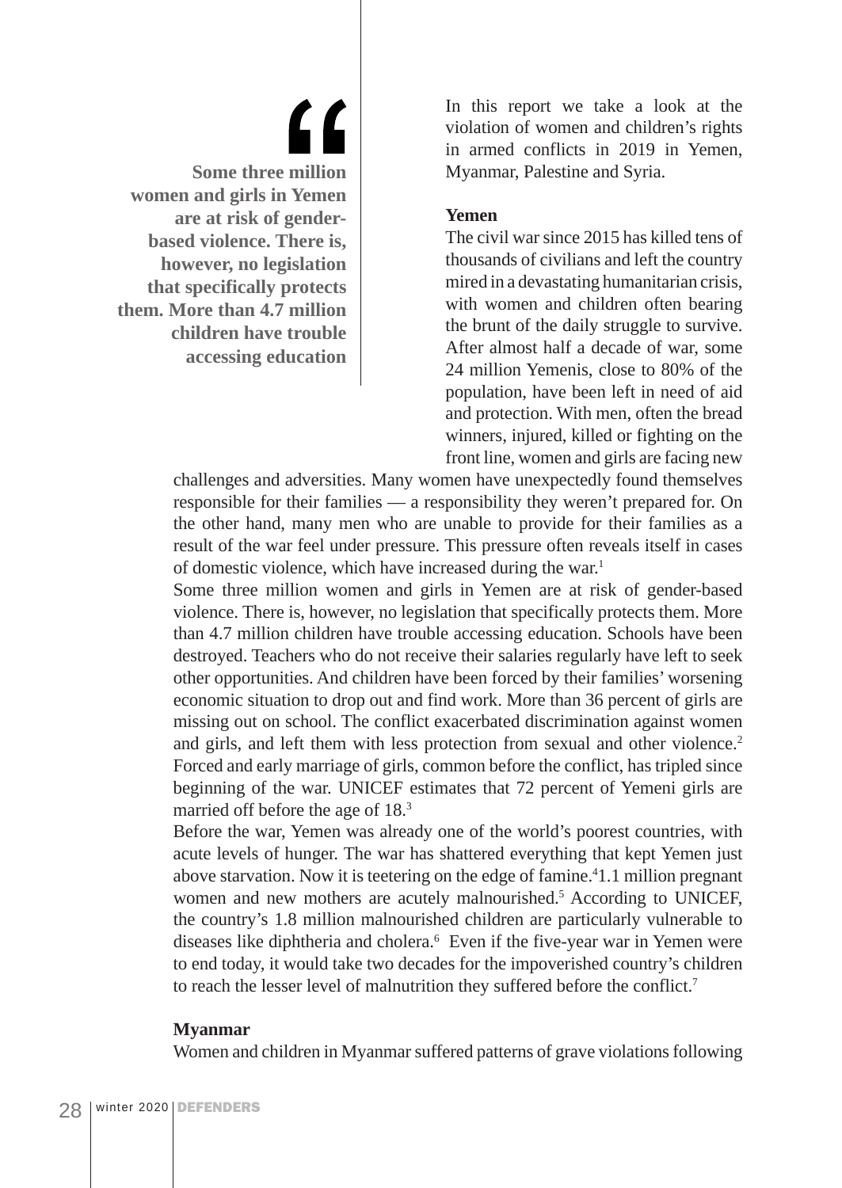> Some three million women and girls in Yemen are at risk of gender-based violence. There is, however, no legislation that specifically protects them. More than 4.7 million children have trouble accessing education

In this report we take a look at the violation of women and children's rights in armed conflicts in 2019 in Yemen, Myanmar, Palestine and Syria.

**Yemen**

The civil war since 2015 has killed tens of thousands of civilians and left the country mired in a devastating humanitarian crisis, with women and children often bearing the brunt of the daily struggle to survive. After almost half a decade of war, some 24 million Yemenis, close to 80% of the population, have been left in need of aid and protection. With men, often the bread winners, injured, killed or fighting on the front line, women and girls are facing new challenges and adversities. Many women have unexpectedly found themselves responsible for their families — a responsibility they weren't prepared for. On the other hand, many men who are unable to provide for their families as a result of the war feel under pressure. This pressure often reveals itself in cases of domestic violence, which have increased during the war.[1]

Some three million women and girls in Yemen are at risk of gender-based violence. There is, however, no legislation that specifically protects them. More than 4.7 million children have trouble accessing education. Schools have been destroyed. Teachers who do not receive their salaries regularly have left to seek other opportunities. And children have been forced by their families' worsening economic situation to drop out and find work. More than 36 percent of girls are missing out on school. The conflict exacerbated discrimination against women and girls, and left them with less protection from sexual and other violence.[2] Forced and early marriage of girls, common before the conflict, has tripled since beginning of the war. UNICEF estimates that 72 percent of Yemeni girls are married off before the age of 18.[3]

Before the war, Yemen was already one of the world's poorest countries, with acute levels of hunger. The war has shattered everything that kept Yemen just above starvation. Now it is teetering on the edge of famine.[4]1.1 million pregnant women and new mothers are acutely malnourished.[5] According to UNICEF, the country's 1.8 million malnourished children are particularly vulnerable to diseases like diphtheria and cholera.[6] Even if the five-year war in Yemen were to end today, it would take two decades for the impoverished country's children to reach the lesser level of malnutrition they suffered before the conflict.[7]

**Myanmar**

Women and children in Myanmar suffered patterns of grave violations following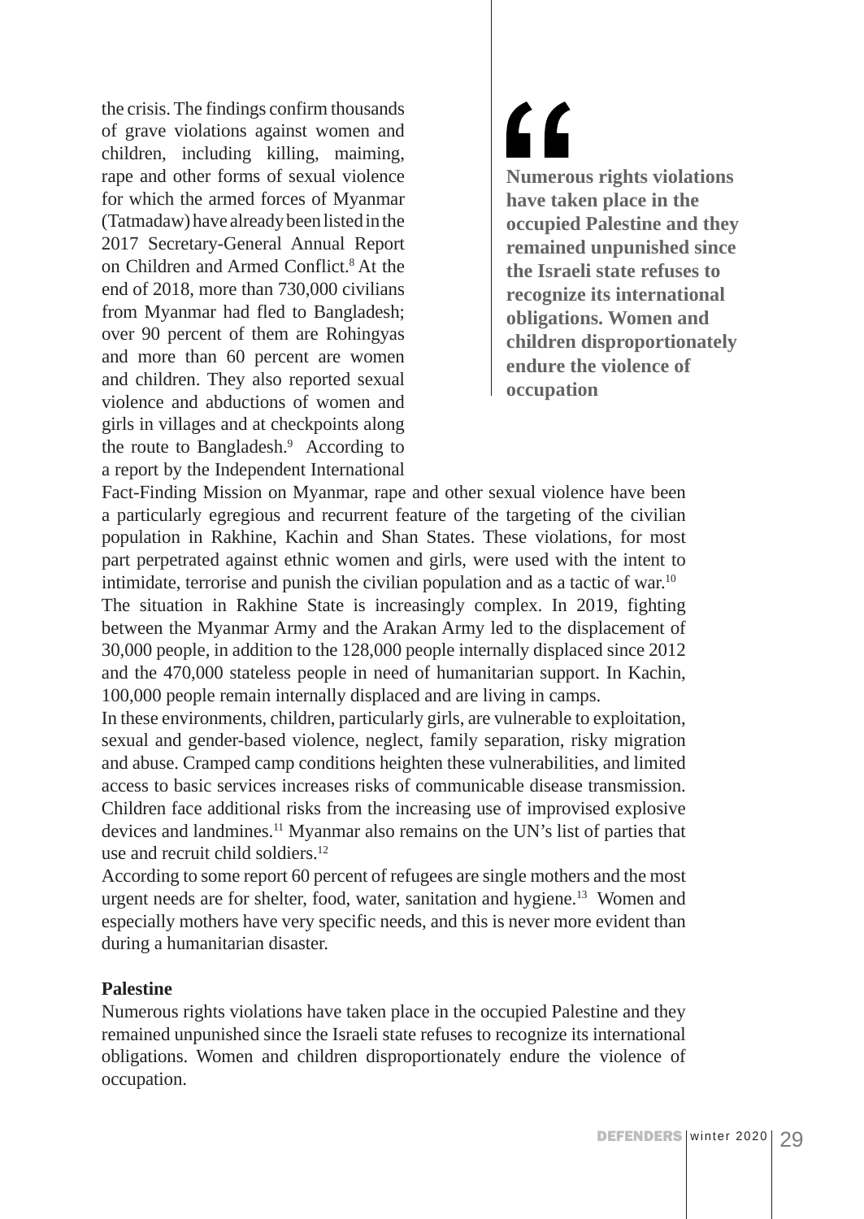the crisis. The findings confirm thousands of grave violations against women and children, including killing, maiming, rape and other forms of sexual violence for which the armed forces of Myanmar (Tatmadaw) have already been listed in the 2017 Secretary-General Annual Report on Children and Armed Conflict.[8] At the end of 2018, more than 730,000 civilians from Myanmar had fled to Bangladesh; over 90 percent of them are Rohingyas and more than 60 percent are women and children. They also reported sexual violence and abductions of women and girls in villages and at checkpoints along the route to Bangladesh.[9] According to a report by the Independent International Fact-Finding Mission on Myanmar, rape and other sexual violence have been a particularly egregious and recurrent feature of the targeting of the civilian population in Rakhine, Kachin and Shan States. These violations, for most part perpetrated against ethnic women and girls, were used with the intent to intimidate, terrorise and punish the civilian population and as a tactic of war.[10]

> **Numerous rights violations have taken place in the occupied Palestine and they remained unpunished since the Israeli state refuses to recognize its international obligations. Women and children disproportionately endure the violence of occupation**

The situation in Rakhine State is increasingly complex. In 2019, fighting between the Myanmar Army and the Arakan Army led to the displacement of 30,000 people, in addition to the 128,000 people internally displaced since 2012 and the 470,000 stateless people in need of humanitarian support. In Kachin, 100,000 people remain internally displaced and are living in camps.

In these environments, children, particularly girls, are vulnerable to exploitation, sexual and gender-based violence, neglect, family separation, risky migration and abuse. Cramped camp conditions heighten these vulnerabilities, and limited access to basic services increases risks of communicable disease transmission. Children face additional risks from the increasing use of improvised explosive devices and landmines.[11] Myanmar also remains on the UN's list of parties that use and recruit child soldiers.[12]

According to some report 60 percent of refugees are single mothers and the most urgent needs are for shelter, food, water, sanitation and hygiene.[13] Women and especially mothers have very specific needs, and this is never more evident than during a humanitarian disaster.

**Palestine**

Numerous rights violations have taken place in the occupied Palestine and they remained unpunished since the Israeli state refuses to recognize its international obligations. Women and children disproportionately endure the violence of occupation.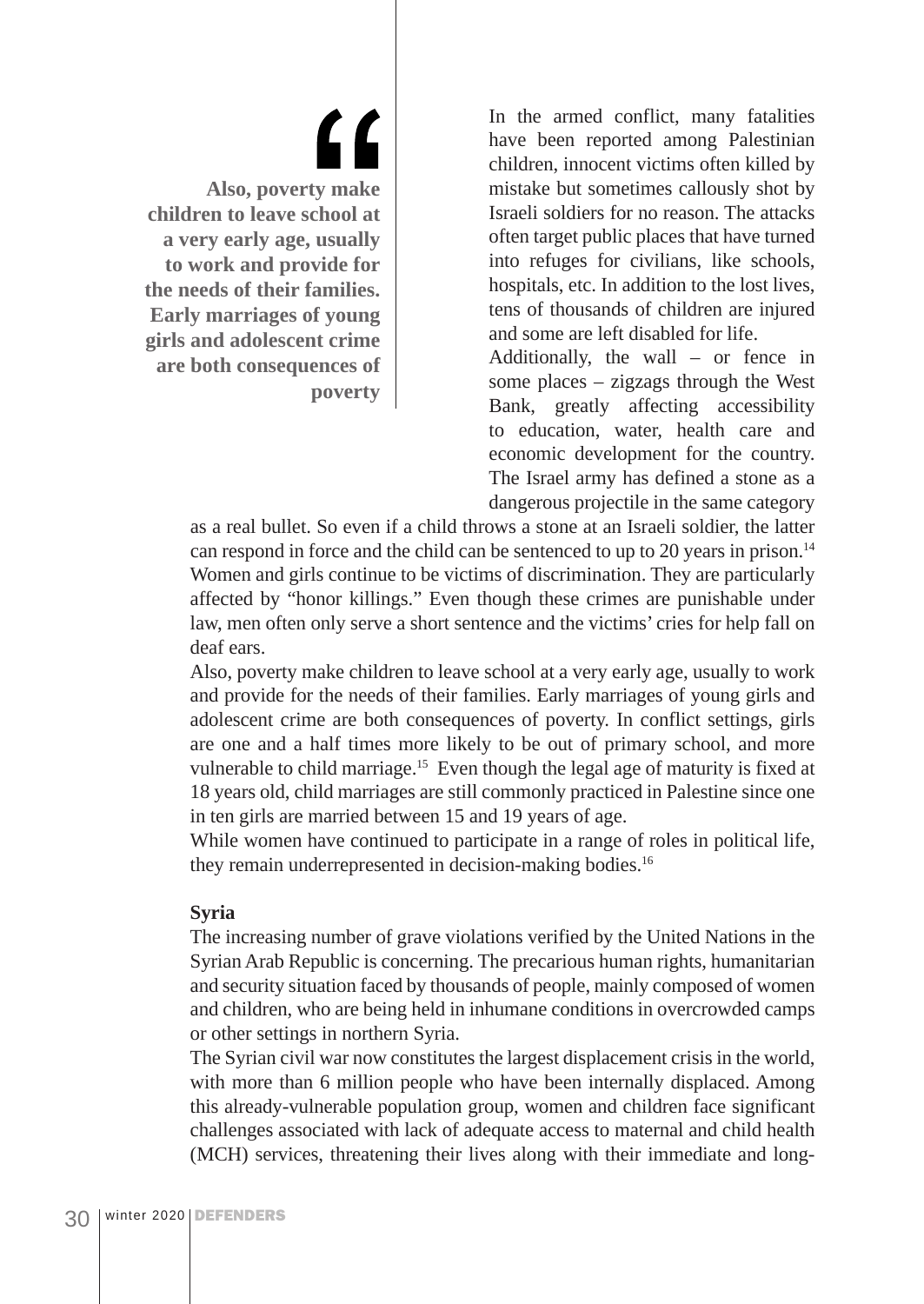> Also, poverty make children to leave school at a very early age, usually to work and provide for the needs of their families. Early marriages of young girls and adolescent crime are both consequences of poverty

In the armed conflict, many fatalities have been reported among Palestinian children, innocent victims often killed by mistake but sometimes callously shot by Israeli soldiers for no reason. The attacks often target public places that have turned into refuges for civilians, like schools, hospitals, etc. In addition to the lost lives, tens of thousands of children are injured and some are left disabled for life.

Additionally, the wall – or fence in some places – zigzags through the West Bank, greatly affecting accessibility to education, water, health care and economic development for the country. The Israel army has defined a stone as a dangerous projectile in the same category as a real bullet. So even if a child throws a stone at an Israeli soldier, the latter can respond in force and the child can be sentenced to up to 20 years in prison.[14]

Women and girls continue to be victims of discrimination. They are particularly affected by "honor killings." Even though these crimes are punishable under law, men often only serve a short sentence and the victims' cries for help fall on deaf ears.

Also, poverty make children to leave school at a very early age, usually to work and provide for the needs of their families. Early marriages of young girls and adolescent crime are both consequences of poverty. In conflict settings, girls are one and a half times more likely to be out of primary school, and more vulnerable to child marriage.[15] Even though the legal age of maturity is fixed at 18 years old, child marriages are still commonly practiced in Palestine since one in ten girls are married between 15 and 19 years of age.

While women have continued to participate in a range of roles in political life, they remain underrepresented in decision-making bodies.[16]

**Syria**

The increasing number of grave violations verified by the United Nations in the Syrian Arab Republic is concerning. The precarious human rights, humanitarian and security situation faced by thousands of people, mainly composed of women and children, who are being held in inhumane conditions in overcrowded camps or other settings in northern Syria.

The Syrian civil war now constitutes the largest displacement crisis in the world, with more than 6 million people who have been internally displaced. Among this already-vulnerable population group, women and children face significant challenges associated with lack of adequate access to maternal and child health (MCH) services, threatening their lives along with their immediate and long-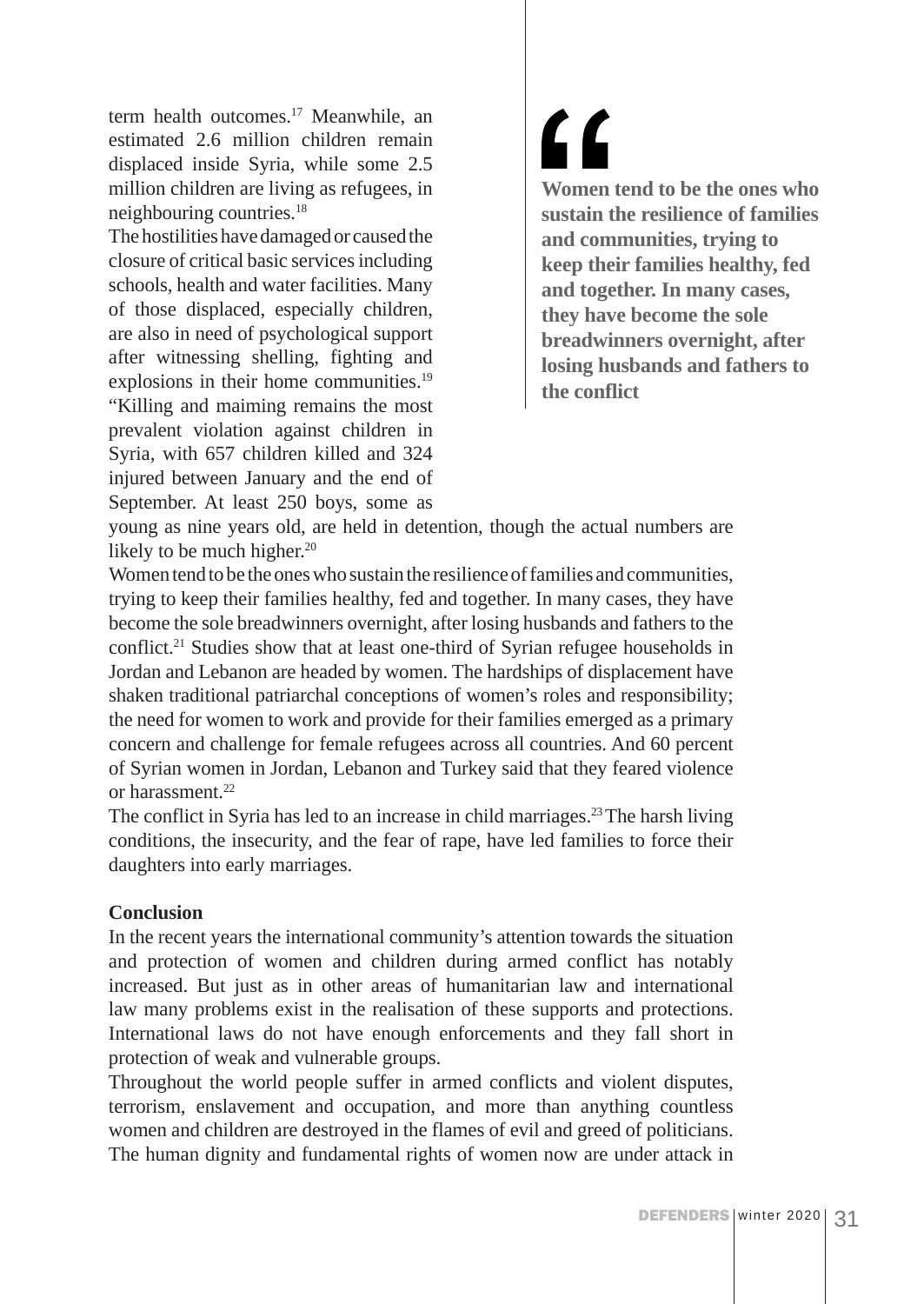term health outcomes.[17] Meanwhile, an estimated 2.6 million children remain displaced inside Syria, while some 2.5 million children are living as refugees, in neighbouring countries.[18]

The hostilities have damaged or caused the closure of critical basic services including schools, health and water facilities. Many of those displaced, especially children, are also in need of psychological support after witnessing shelling, fighting and explosions in their home communities.[19]

"Killing and maiming remains the most prevalent violation against children in Syria, with 657 children killed and 324 injured between January and the end of September. At least 250 boys, some as young as nine years old, are held in detention, though the actual numbers are likely to be much higher.[20]

> **Women tend to be the ones who sustain the resilience of families and communities, trying to keep their families healthy, fed and together. In many cases, they have become the sole breadwinners overnight, after losing husbands and fathers to the conflict**

Women tend to be the ones who sustain the resilience of families and communities, trying to keep their families healthy, fed and together. In many cases, they have become the sole breadwinners overnight, after losing husbands and fathers to the conflict.[21] Studies show that at least one-third of Syrian refugee households in Jordan and Lebanon are headed by women. The hardships of displacement have shaken traditional patriarchal conceptions of women's roles and responsibility; the need for women to work and provide for their families emerged as a primary concern and challenge for female refugees across all countries. And 60 percent of Syrian women in Jordan, Lebanon and Turkey said that they feared violence or harassment.[22]

The conflict in Syria has led to an increase in child marriages.[23] The harsh living conditions, the insecurity, and the fear of rape, have led families to force their daughters into early marriages.

**Conclusion**

In the recent years the international community's attention towards the situation and protection of women and children during armed conflict has notably increased. But just as in other areas of humanitarian law and international law many problems exist in the realisation of these supports and protections. International laws do not have enough enforcements and they fall short in protection of weak and vulnerable groups.

Throughout the world people suffer in armed conflicts and violent disputes, terrorism, enslavement and occupation, and more than anything countless women and children are destroyed in the flames of evil and greed of politicians. The human dignity and fundamental rights of women now are under attack in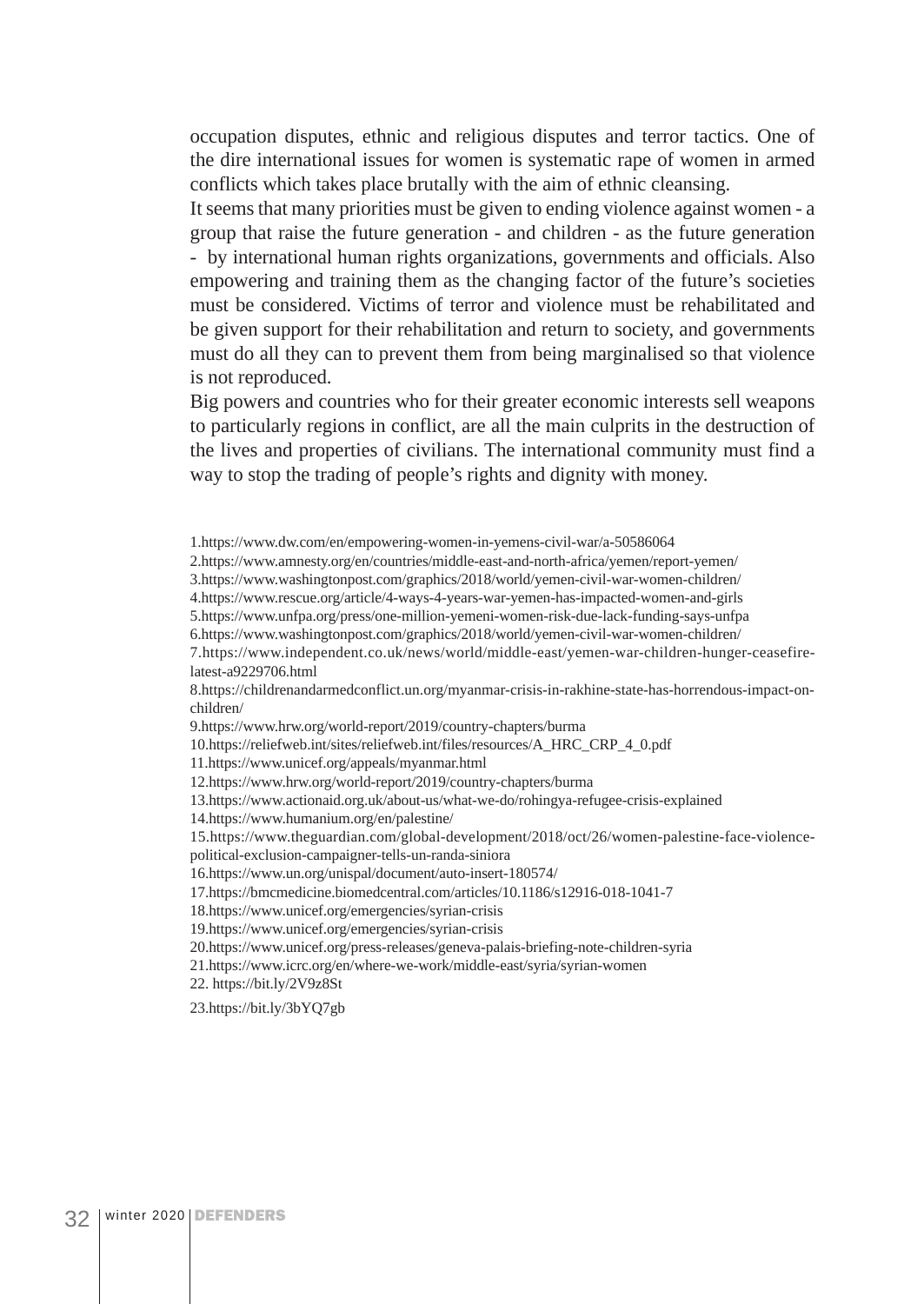occupation disputes, ethnic and religious disputes and terror tactics. One of the dire international issues for women is systematic rape of women in armed conflicts which takes place brutally with the aim of ethnic cleansing.

It seems that many priorities must be given to ending violence against women - a group that raise the future generation - and children - as the future generation - by international human rights organizations, governments and officials. Also empowering and training them as the changing factor of the future's societies must be considered. Victims of terror and violence must be rehabilitated and be given support for their rehabilitation and return to society, and governments must do all they can to prevent them from being marginalised so that violence is not reproduced.

Big powers and countries who for their greater economic interests sell weapons to particularly regions in conflict, are all the main culprits in the destruction of the lives and properties of civilians. The international community must find a way to stop the trading of people's rights and dignity with money.

1.https://www.dw.com/en/empowering-women-in-yemens-civil-war/a-50586064

2.https://www.amnesty.org/en/countries/middle-east-and-north-africa/yemen/report-yemen/

3.https://www.washingtonpost.com/graphics/2018/world/yemen-civil-war-women-children/

4.https://www.rescue.org/article/4-ways-4-years-war-yemen-has-impacted-women-and-girls

5.https://www.unfpa.org/press/one-million-yemeni-women-risk-due-lack-funding-says-unfpa

6.https://www.washingtonpost.com/graphics/2018/world/yemen-civil-war-women-children/

7.https://www.independent.co.uk/news/world/middle-east/yemen-war-children-hunger-ceasefire-latest-a9229706.html

8.https://childrenandarmedconflict.un.org/myanmar-crisis-in-rakhine-state-has-horrendous-impact-on-children/

9.https://www.hrw.org/world-report/2019/country-chapters/burma

10.https://reliefweb.int/sites/reliefweb.int/files/resources/A_HRC_CRP_4_0.pdf

11.https://www.unicef.org/appeals/myanmar.html

12.https://www.hrw.org/world-report/2019/country-chapters/burma

13.https://www.actionaid.org.uk/about-us/what-we-do/rohingya-refugee-crisis-explained

14.https://www.humanium.org/en/palestine/

15.https://www.theguardian.com/global-development/2018/oct/26/women-palestine-face-violence-political-exclusion-campaigner-tells-un-randa-siniora

16.https://www.un.org/unispal/document/auto-insert-180574/

17.https://bmcmedicine.biomedcentral.com/articles/10.1186/s12916-018-1041-7

18.https://www.unicef.org/emergencies/syrian-crisis

19.https://www.unicef.org/emergencies/syrian-crisis

20.https://www.unicef.org/press-releases/geneva-palais-briefing-note-children-syria

21.https://www.icrc.org/en/where-we-work/middle-east/syria/syrian-women

22. https://bit.ly/2V9z8St

23.https://bit.ly/3bYQ7gb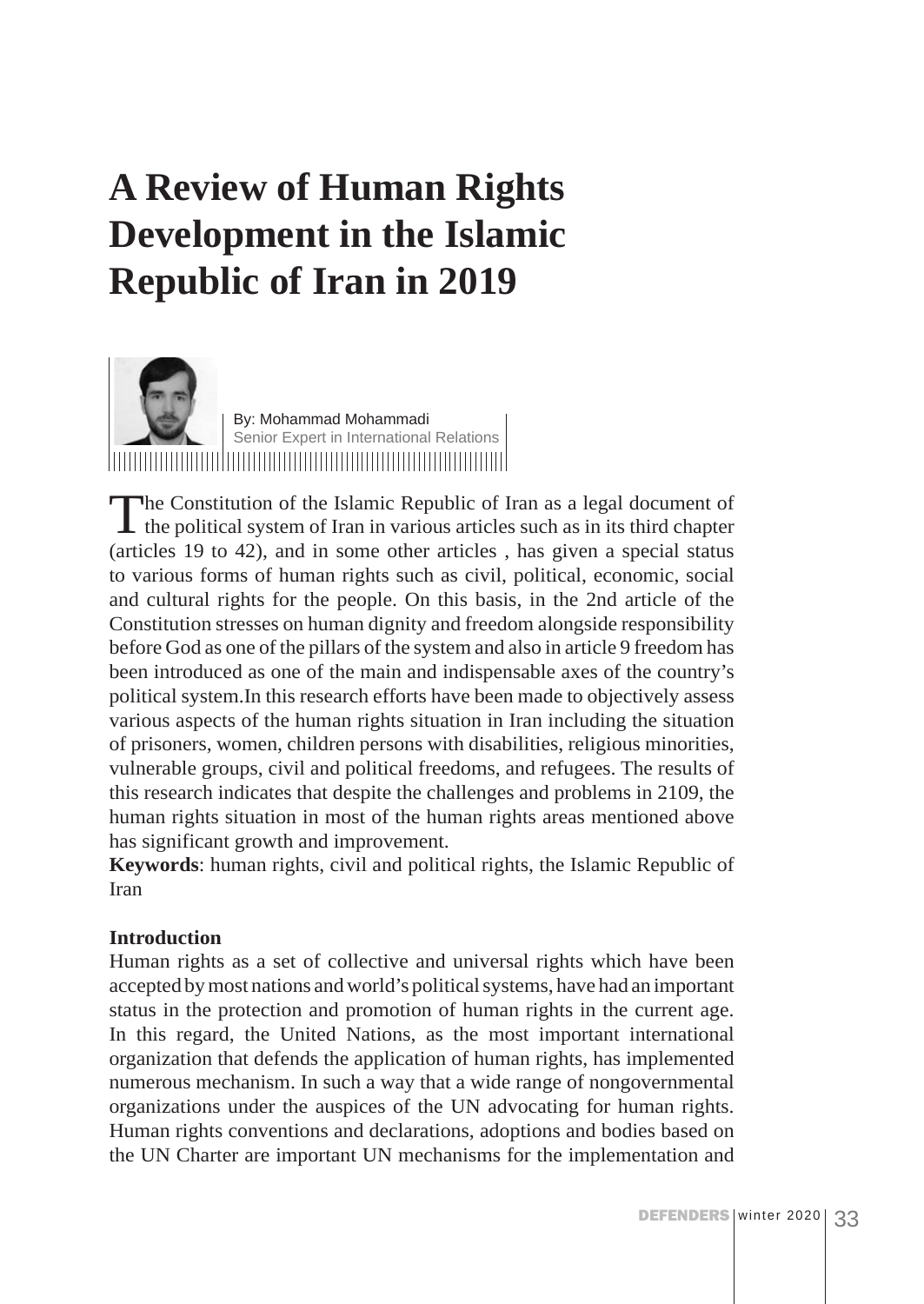# A Review of Human Rights Development in the Islamic Republic of Iran in 2019

By: Mohammad Mohammadi
Senior Expert in International Relations

The Constitution of the Islamic Republic of Iran as a legal document of the political system of Iran in various articles such as in its third chapter (articles 19 to 42), and in some other articles , has given a special status to various forms of human rights such as civil, political, economic, social and cultural rights for the people. On this basis, in the 2nd article of the Constitution stresses on human dignity and freedom alongside responsibility before God as one of the pillars of the system and also in article 9 freedom has been introduced as one of the main and indispensable axes of the country's political system.In this research efforts have been made to objectively assess various aspects of the human rights situation in Iran including the situation of prisoners, women, children persons with disabilities, religious minorities, vulnerable groups, civil and political freedoms, and refugees. The results of this research indicates that despite the challenges and problems in 2109, the human rights situation in most of the human rights areas mentioned above has significant growth and improvement.

**Keywords**: human rights, civil and political rights, the Islamic Republic of Iran

**Introduction**

Human rights as a set of collective and universal rights which have been accepted by most nations and world's political systems, have had an important status in the protection and promotion of human rights in the current age. In this regard, the United Nations, as the most important international organization that defends the application of human rights, has implemented numerous mechanism. In such a way that a wide range of nongovernmental organizations under the auspices of the UN advocating for human rights. Human rights conventions and declarations, adoptions and bodies based on the UN Charter are important UN mechanisms for the implementation and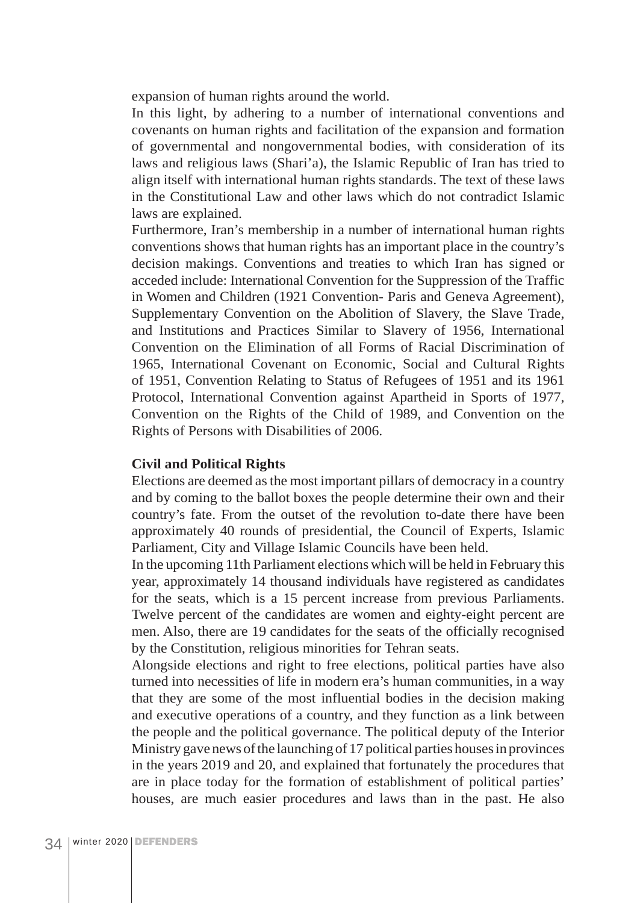expansion of human rights around the world.

In this light, by adhering to a number of international conventions and covenants on human rights and facilitation of the expansion and formation of governmental and nongovernmental bodies, with consideration of its laws and religious laws (Shari'a), the Islamic Republic of Iran has tried to align itself with international human rights standards. The text of these laws in the Constitutional Law and other laws which do not contradict Islamic laws are explained.

Furthermore, Iran's membership in a number of international human rights conventions shows that human rights has an important place in the country's decision makings. Conventions and treaties to which Iran has signed or acceded include: International Convention for the Suppression of the Traffic in Women and Children (1921 Convention- Paris and Geneva Agreement), Supplementary Convention on the Abolition of Slavery, the Slave Trade, and Institutions and Practices Similar to Slavery of 1956, International Convention on the Elimination of all Forms of Racial Discrimination of 1965, International Covenant on Economic, Social and Cultural Rights of 1951, Convention Relating to Status of Refugees of 1951 and its 1961 Protocol, International Convention against Apartheid in Sports of 1977, Convention on the Rights of the Child of 1989, and Convention on the Rights of Persons with Disabilities of 2006.

**Civil and Political Rights**

Elections are deemed as the most important pillars of democracy in a country and by coming to the ballot boxes the people determine their own and their country's fate. From the outset of the revolution to-date there have been approximately 40 rounds of presidential, the Council of Experts, Islamic Parliament, City and Village Islamic Councils have been held.

In the upcoming 11th Parliament elections which will be held in February this year, approximately 14 thousand individuals have registered as candidates for the seats, which is a 15 percent increase from previous Parliaments. Twelve percent of the candidates are women and eighty-eight percent are men. Also, there are 19 candidates for the seats of the officially recognised by the Constitution, religious minorities for Tehran seats.

Alongside elections and right to free elections, political parties have also turned into necessities of life in modern era's human communities, in a way that they are some of the most influential bodies in the decision making and executive operations of a country, and they function as a link between the people and the political governance. The political deputy of the Interior Ministry gave news of the launching of 17 political parties houses in provinces in the years 2019 and 20, and explained that fortunately the procedures that are in place today for the formation of establishment of political parties' houses, are much easier procedures and laws than in the past. He also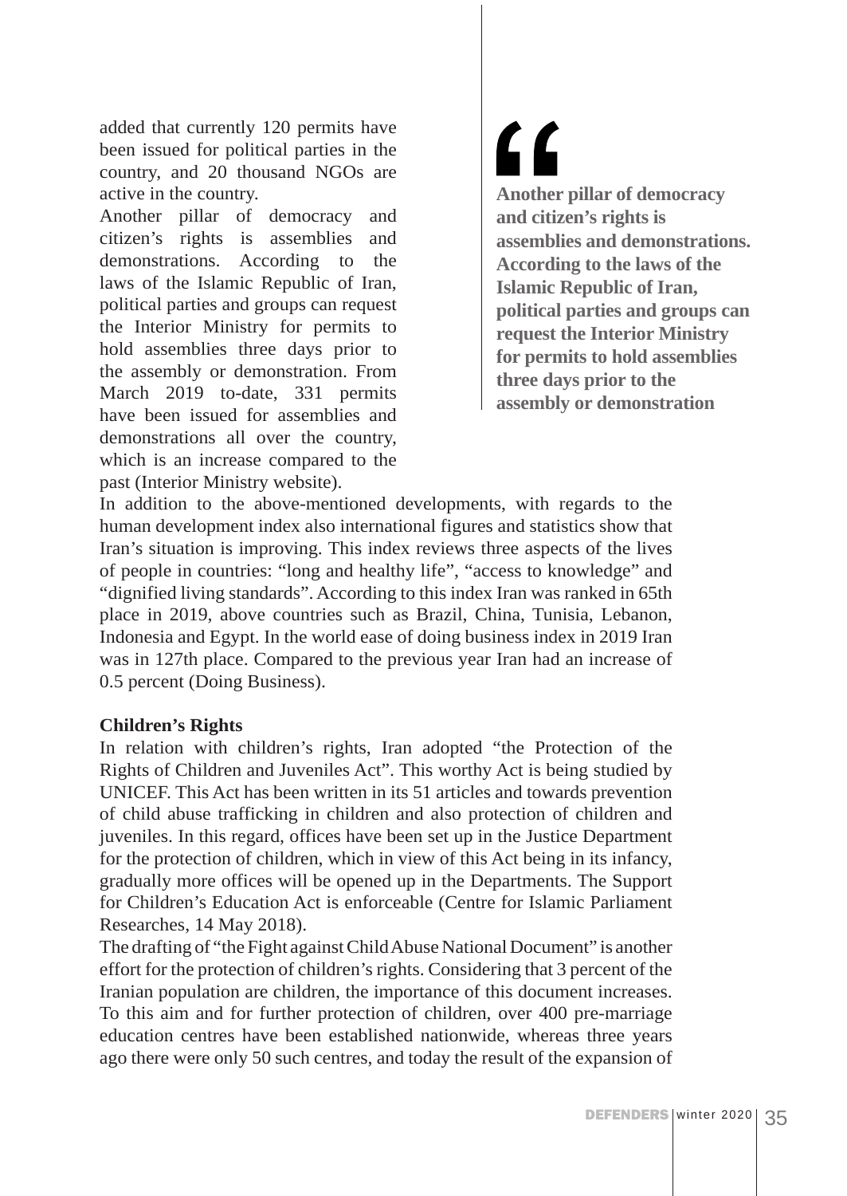added that currently 120 permits have been issued for political parties in the country, and 20 thousand NGOs are active in the country.

Another pillar of democracy and citizen's rights is assemblies and demonstrations. According to the laws of the Islamic Republic of Iran, political parties and groups can request the Interior Ministry for permits to hold assemblies three days prior to the assembly or demonstration. From March 2019 to-date, 331 permits have been issued for assemblies and demonstrations all over the country, which is an increase compared to the past (Interior Ministry website).

> **Another pillar of democracy and citizen's rights is assemblies and demonstrations. According to the laws of the Islamic Republic of Iran, political parties and groups can request the Interior Ministry for permits to hold assemblies three days prior to the assembly or demonstration**

In addition to the above-mentioned developments, with regards to the human development index also international figures and statistics show that Iran's situation is improving. This index reviews three aspects of the lives of people in countries: "long and healthy life", "access to knowledge" and "dignified living standards". According to this index Iran was ranked in 65th place in 2019, above countries such as Brazil, China, Tunisia, Lebanon, Indonesia and Egypt. In the world ease of doing business index in 2019 Iran was in 127th place. Compared to the previous year Iran had an increase of 0.5 percent (Doing Business).

**Children's Rights**

In relation with children's rights, Iran adopted "the Protection of the Rights of Children and Juveniles Act". This worthy Act is being studied by UNICEF. This Act has been written in its 51 articles and towards prevention of child abuse trafficking in children and also protection of children and juveniles. In this regard, offices have been set up in the Justice Department for the protection of children, which in view of this Act being in its infancy, gradually more offices will be opened up in the Departments. The Support for Children's Education Act is enforceable (Centre for Islamic Parliament Researches, 14 May 2018).

The drafting of "the Fight against Child Abuse National Document" is another effort for the protection of children's rights. Considering that 3 percent of the Iranian population are children, the importance of this document increases. To this aim and for further protection of children, over 400 pre-marriage education centres have been established nationwide, whereas three years ago there were only 50 such centres, and today the result of the expansion of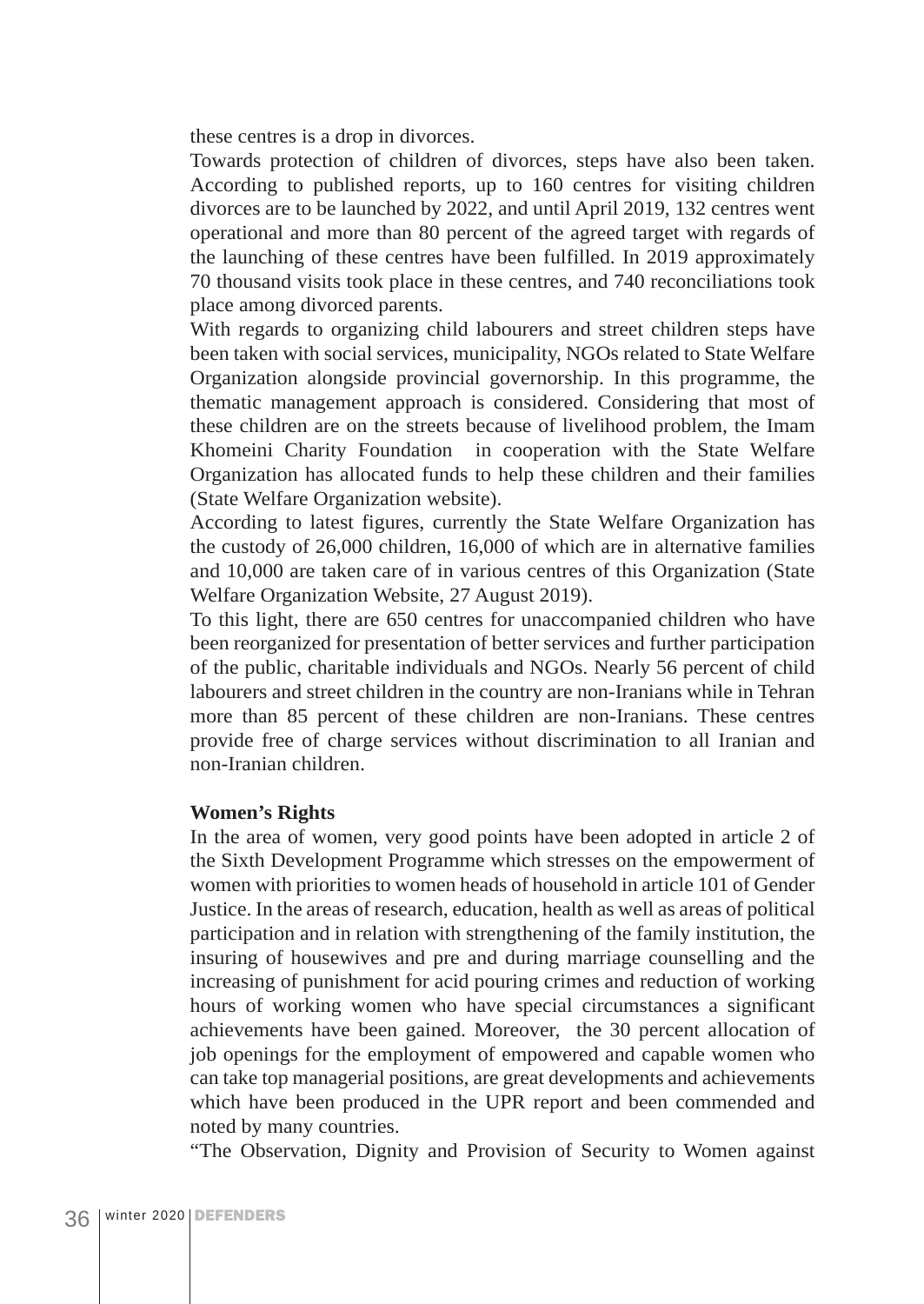these centres is a drop in divorces.

Towards protection of children of divorces, steps have also been taken. According to published reports, up to 160 centres for visiting children divorces are to be launched by 2022, and until April 2019, 132 centres went operational and more than 80 percent of the agreed target with regards of the launching of these centres have been fulfilled. In 2019 approximately 70 thousand visits took place in these centres, and 740 reconciliations took place among divorced parents.

With regards to organizing child labourers and street children steps have been taken with social services, municipality, NGOs related to State Welfare Organization alongside provincial governorship. In this programme, the thematic management approach is considered. Considering that most of these children are on the streets because of livelihood problem, the Imam Khomeini Charity Foundation in cooperation with the State Welfare Organization has allocated funds to help these children and their families (State Welfare Organization website).

According to latest figures, currently the State Welfare Organization has the custody of 26,000 children, 16,000 of which are in alternative families and 10,000 are taken care of in various centres of this Organization (State Welfare Organization Website, 27 August 2019).

To this light, there are 650 centres for unaccompanied children who have been reorganized for presentation of better services and further participation of the public, charitable individuals and NGOs. Nearly 56 percent of child labourers and street children in the country are non-Iranians while in Tehran more than 85 percent of these children are non-Iranians. These centres provide free of charge services without discrimination to all Iranian and non-Iranian children.

**Women's Rights**

In the area of women, very good points have been adopted in article 2 of the Sixth Development Programme which stresses on the empowerment of women with priorities to women heads of household in article 101 of Gender Justice. In the areas of research, education, health as well as areas of political participation and in relation with strengthening of the family institution, the insuring of housewives and pre and during marriage counselling and the increasing of punishment for acid pouring crimes and reduction of working hours of working women who have special circumstances a significant achievements have been gained. Moreover, the 30 percent allocation of job openings for the employment of empowered and capable women who can take top managerial positions, are great developments and achievements which have been produced in the UPR report and been commended and noted by many countries.

"The Observation, Dignity and Provision of Security to Women against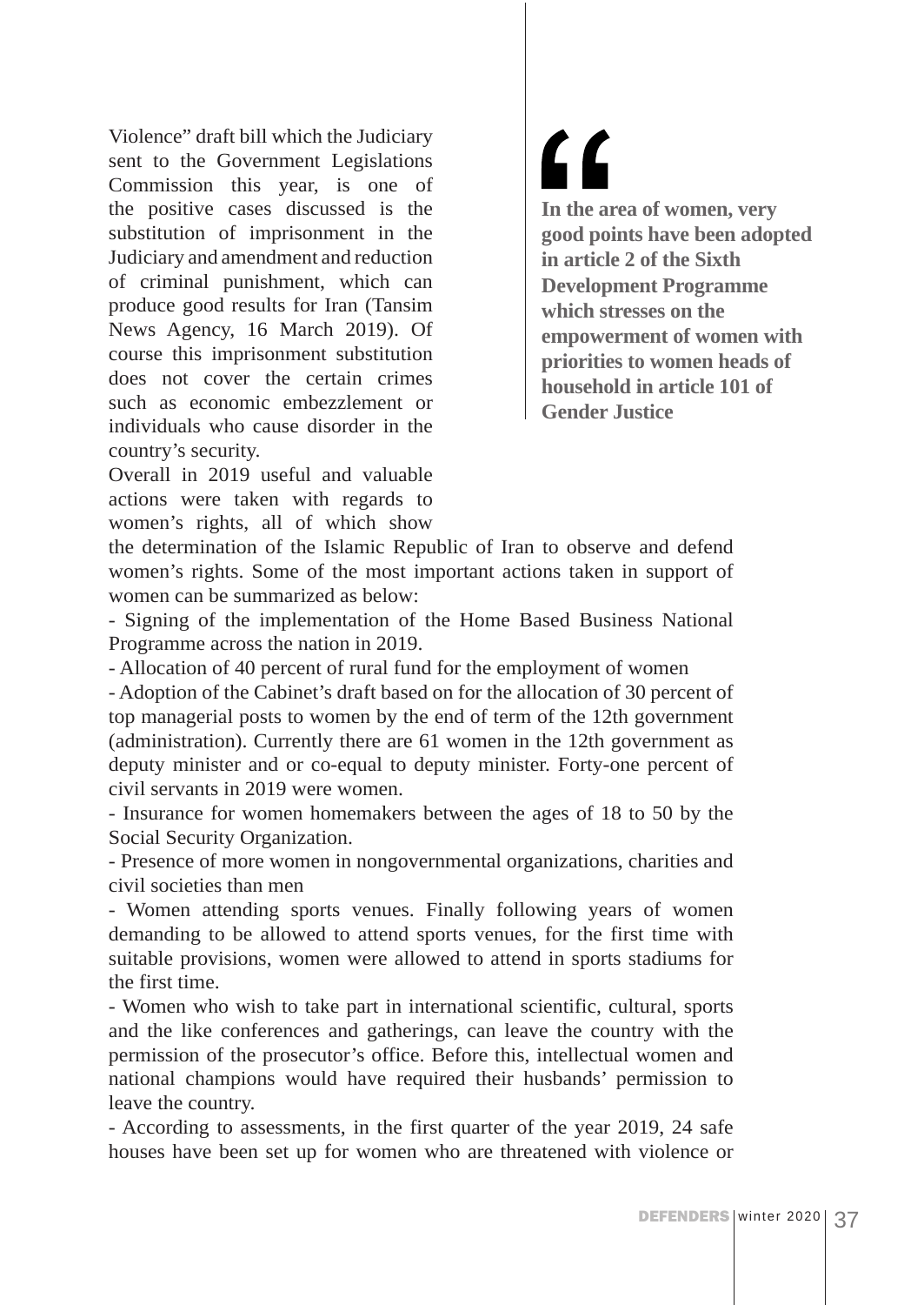Violence" draft bill which the Judiciary sent to the Government Legislations Commission this year, is one of the positive cases discussed is the substitution of imprisonment in the Judiciary and amendment and reduction of criminal punishment, which can produce good results for Iran (Tansim News Agency, 16 March 2019). Of course this imprisonment substitution does not cover the certain crimes such as economic embezzlement or individuals who cause disorder in the country's security.

> **In the area of women, very good points have been adopted in article 2 of the Sixth Development Programme which stresses on the empowerment of women with priorities to women heads of household in article 101 of Gender Justice**

Overall in 2019 useful and valuable actions were taken with regards to women's rights, all of which show the determination of the Islamic Republic of Iran to observe and defend women's rights. Some of the most important actions taken in support of women can be summarized as below:

- Signing of the implementation of the Home Based Business National Programme across the nation in 2019.
- Allocation of 40 percent of rural fund for the employment of women
- Adoption of the Cabinet's draft based on for the allocation of 30 percent of top managerial posts to women by the end of term of the 12th government (administration). Currently there are 61 women in the 12th government as deputy minister and or co-equal to deputy minister. Forty-one percent of civil servants in 2019 were women.
- Insurance for women homemakers between the ages of 18 to 50 by the Social Security Organization.
- Presence of more women in nongovernmental organizations, charities and civil societies than men
- Women attending sports venues. Finally following years of women demanding to be allowed to attend sports venues, for the first time with suitable provisions, women were allowed to attend in sports stadiums for the first time.
- Women who wish to take part in international scientific, cultural, sports and the like conferences and gatherings, can leave the country with the permission of the prosecutor's office. Before this, intellectual women and national champions would have required their husbands' permission to leave the country.
- According to assessments, in the first quarter of the year 2019, 24 safe houses have been set up for women who are threatened with violence or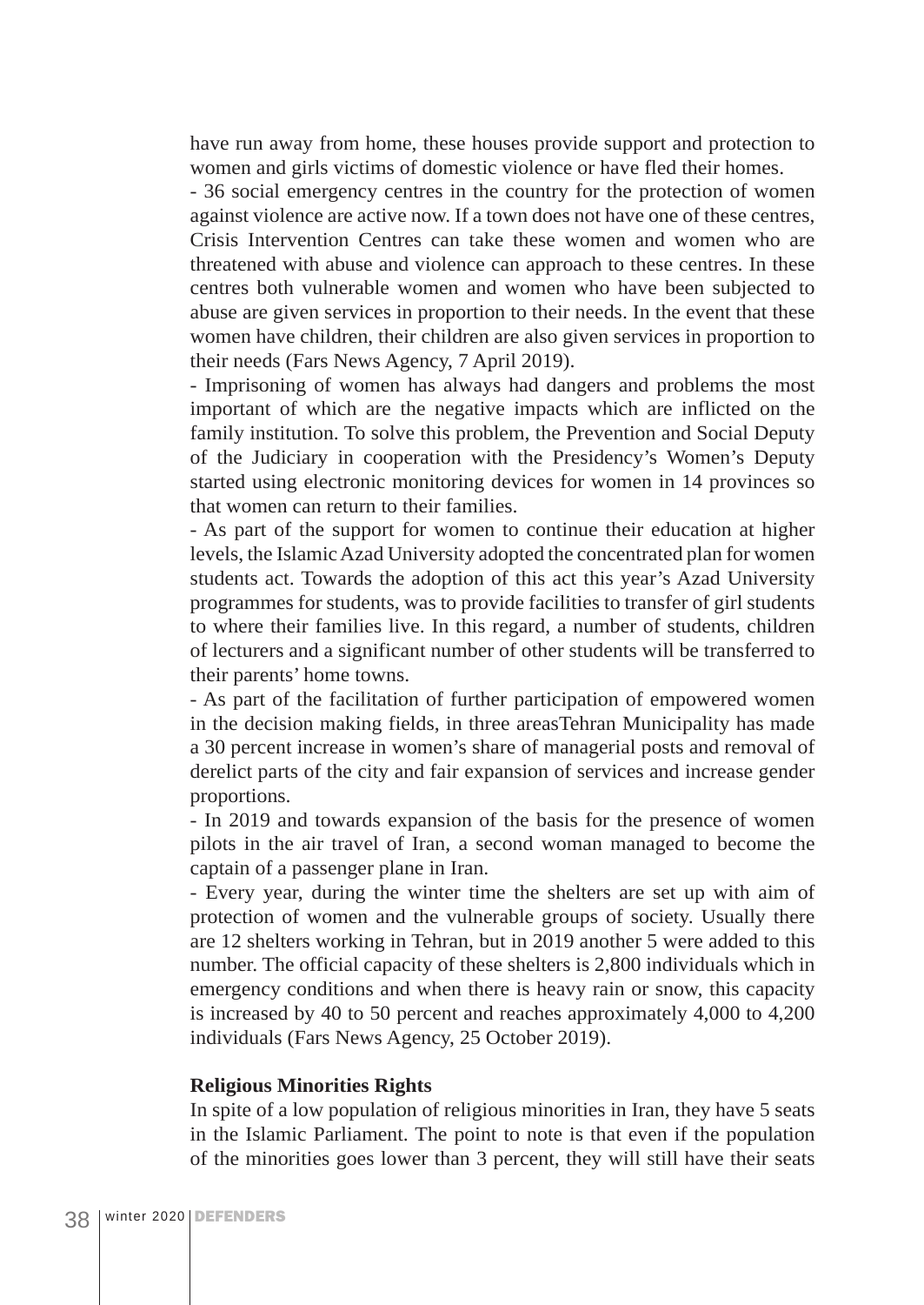have run away from home, these houses provide support and protection to women and girls victims of domestic violence or have fled their homes.

- 36 social emergency centres in the country for the protection of women against violence are active now. If a town does not have one of these centres, Crisis Intervention Centres can take these women and women who are threatened with abuse and violence can approach to these centres. In these centres both vulnerable women and women who have been subjected to abuse are given services in proportion to their needs. In the event that these women have children, their children are also given services in proportion to their needs (Fars News Agency, 7 April 2019).
- Imprisoning of women has always had dangers and problems the most important of which are the negative impacts which are inflicted on the family institution. To solve this problem, the Prevention and Social Deputy of the Judiciary in cooperation with the Presidency's Women's Deputy started using electronic monitoring devices for women in 14 provinces so that women can return to their families.
- As part of the support for women to continue their education at higher levels, the Islamic Azad University adopted the concentrated plan for women students act. Towards the adoption of this act this year's Azad University programmes for students, was to provide facilities to transfer of girl students to where their families live. In this regard, a number of students, children of lecturers and a significant number of other students will be transferred to their parents' home towns.
- As part of the facilitation of further participation of empowered women in the decision making fields, in three areasTehran Municipality has made a 30 percent increase in women's share of managerial posts and removal of derelict parts of the city and fair expansion of services and increase gender proportions.
- In 2019 and towards expansion of the basis for the presence of women pilots in the air travel of Iran, a second woman managed to become the captain of a passenger plane in Iran.
- Every year, during the winter time the shelters are set up with aim of protection of women and the vulnerable groups of society. Usually there are 12 shelters working in Tehran, but in 2019 another 5 were added to this number. The official capacity of these shelters is 2,800 individuals which in emergency conditions and when there is heavy rain or snow, this capacity is increased by 40 to 50 percent and reaches approximately 4,000 to 4,200 individuals (Fars News Agency, 25 October 2019).

**Religious Minorities Rights**

In spite of a low population of religious minorities in Iran, they have 5 seats in the Islamic Parliament. The point to note is that even if the population of the minorities goes lower than 3 percent, they will still have their seats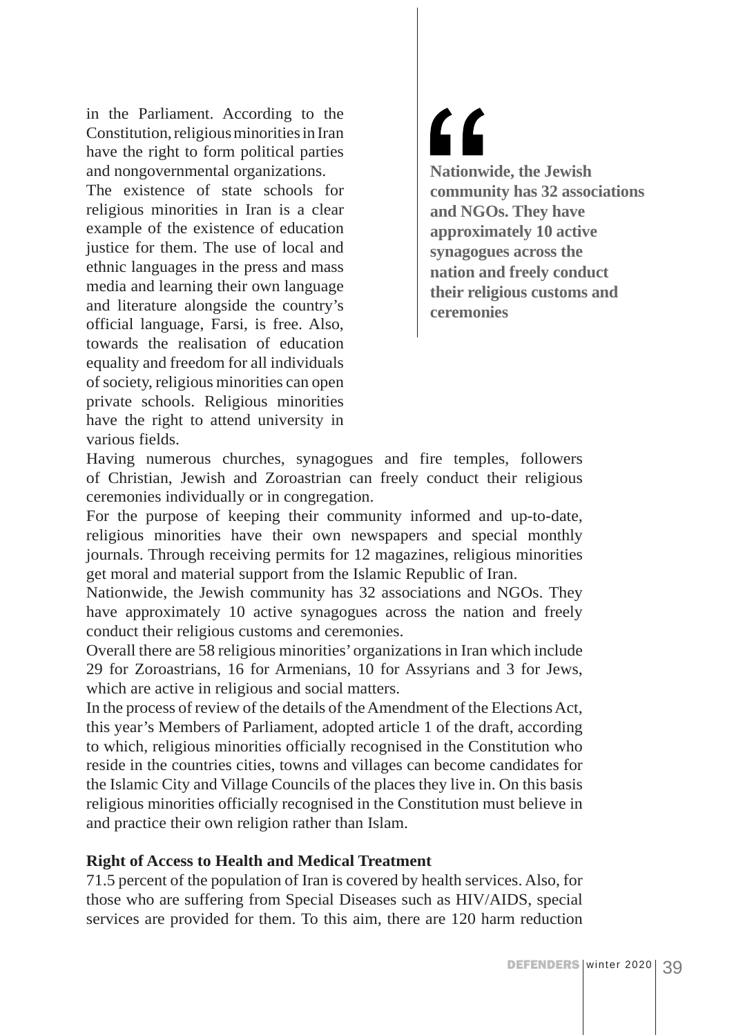in the Parliament. According to the Constitution, religious minorities in Iran have the right to form political parties and nongovernmental organizations.

The existence of state schools for religious minorities in Iran is a clear example of the existence of education justice for them. The use of local and ethnic languages in the press and mass media and learning their own language and literature alongside the country's official language, Farsi, is free. Also, towards the realisation of education equality and freedom for all individuals of society, religious minorities can open private schools. Religious minorities have the right to attend university in various fields.

> **Nationwide, the Jewish community has 32 associations and NGOs. They have approximately 10 active synagogues across the nation and freely conduct their religious customs and ceremonies**

Having numerous churches, synagogues and fire temples, followers of Christian, Jewish and Zoroastrian can freely conduct their religious ceremonies individually or in congregation.

For the purpose of keeping their community informed and up-to-date, religious minorities have their own newspapers and special monthly journals. Through receiving permits for 12 magazines, religious minorities get moral and material support from the Islamic Republic of Iran.

Nationwide, the Jewish community has 32 associations and NGOs. They have approximately 10 active synagogues across the nation and freely conduct their religious customs and ceremonies.

Overall there are 58 religious minorities' organizations in Iran which include 29 for Zoroastrians, 16 for Armenians, 10 for Assyrians and 3 for Jews, which are active in religious and social matters.

In the process of review of the details of the Amendment of the Elections Act, this year's Members of Parliament, adopted article 1 of the draft, according to which, religious minorities officially recognised in the Constitution who reside in the countries cities, towns and villages can become candidates for the Islamic City and Village Councils of the places they live in. On this basis religious minorities officially recognised in the Constitution must believe in and practice their own religion rather than Islam.

**Right of Access to Health and Medical Treatment**

71.5 percent of the population of Iran is covered by health services. Also, for those who are suffering from Special Diseases such as HIV/AIDS, special services are provided for them. To this aim, there are 120 harm reduction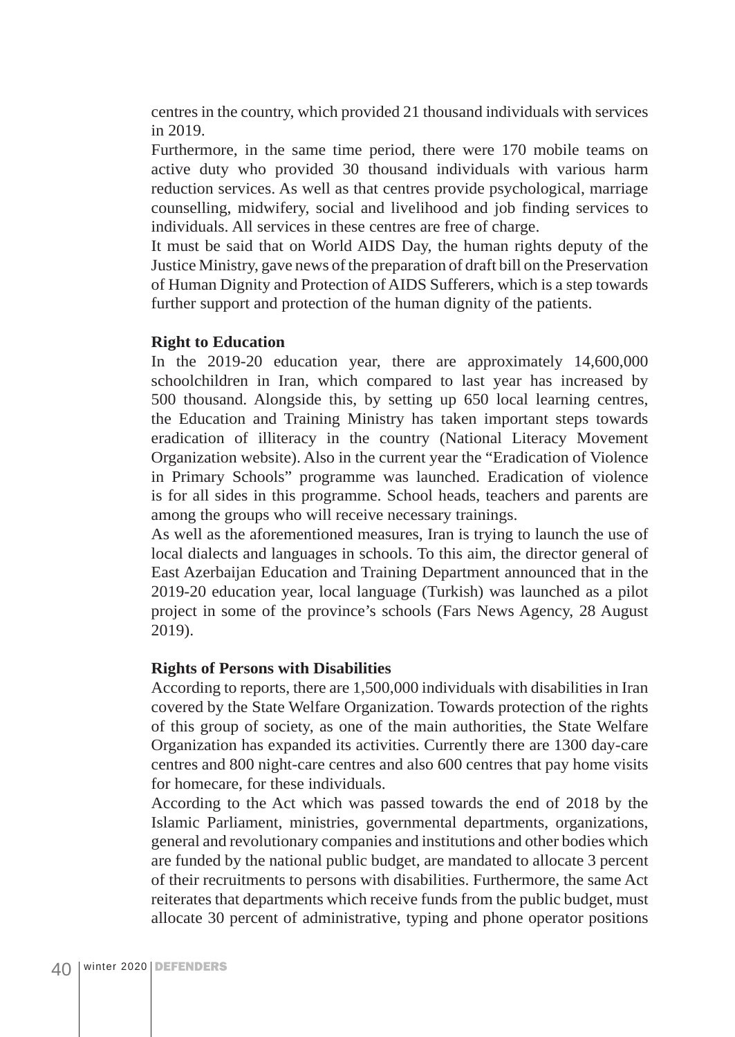centres in the country, which provided 21 thousand individuals with services in 2019.

Furthermore, in the same time period, there were 170 mobile teams on active duty who provided 30 thousand individuals with various harm reduction services. As well as that centres provide psychological, marriage counselling, midwifery, social and livelihood and job finding services to individuals. All services in these centres are free of charge.

It must be said that on World AIDS Day, the human rights deputy of the Justice Ministry, gave news of the preparation of draft bill on the Preservation of Human Dignity and Protection of AIDS Sufferers, which is a step towards further support and protection of the human dignity of the patients.

**Right to Education**

In the 2019-20 education year, there are approximately 14,600,000 schoolchildren in Iran, which compared to last year has increased by 500 thousand. Alongside this, by setting up 650 local learning centres, the Education and Training Ministry has taken important steps towards eradication of illiteracy in the country (National Literacy Movement Organization website). Also in the current year the "Eradication of Violence in Primary Schools" programme was launched. Eradication of violence is for all sides in this programme. School heads, teachers and parents are among the groups who will receive necessary trainings.

As well as the aforementioned measures, Iran is trying to launch the use of local dialects and languages in schools. To this aim, the director general of East Azerbaijan Education and Training Department announced that in the 2019-20 education year, local language (Turkish) was launched as a pilot project in some of the province's schools (Fars News Agency, 28 August 2019).

**Rights of Persons with Disabilities**

According to reports, there are 1,500,000 individuals with disabilities in Iran covered by the State Welfare Organization. Towards protection of the rights of this group of society, as one of the main authorities, the State Welfare Organization has expanded its activities. Currently there are 1300 day-care centres and 800 night-care centres and also 600 centres that pay home visits for homecare, for these individuals.

According to the Act which was passed towards the end of 2018 by the Islamic Parliament, ministries, governmental departments, organizations, general and revolutionary companies and institutions and other bodies which are funded by the national public budget, are mandated to allocate 3 percent of their recruitments to persons with disabilities. Furthermore, the same Act reiterates that departments which receive funds from the public budget, must allocate 30 percent of administrative, typing and phone operator positions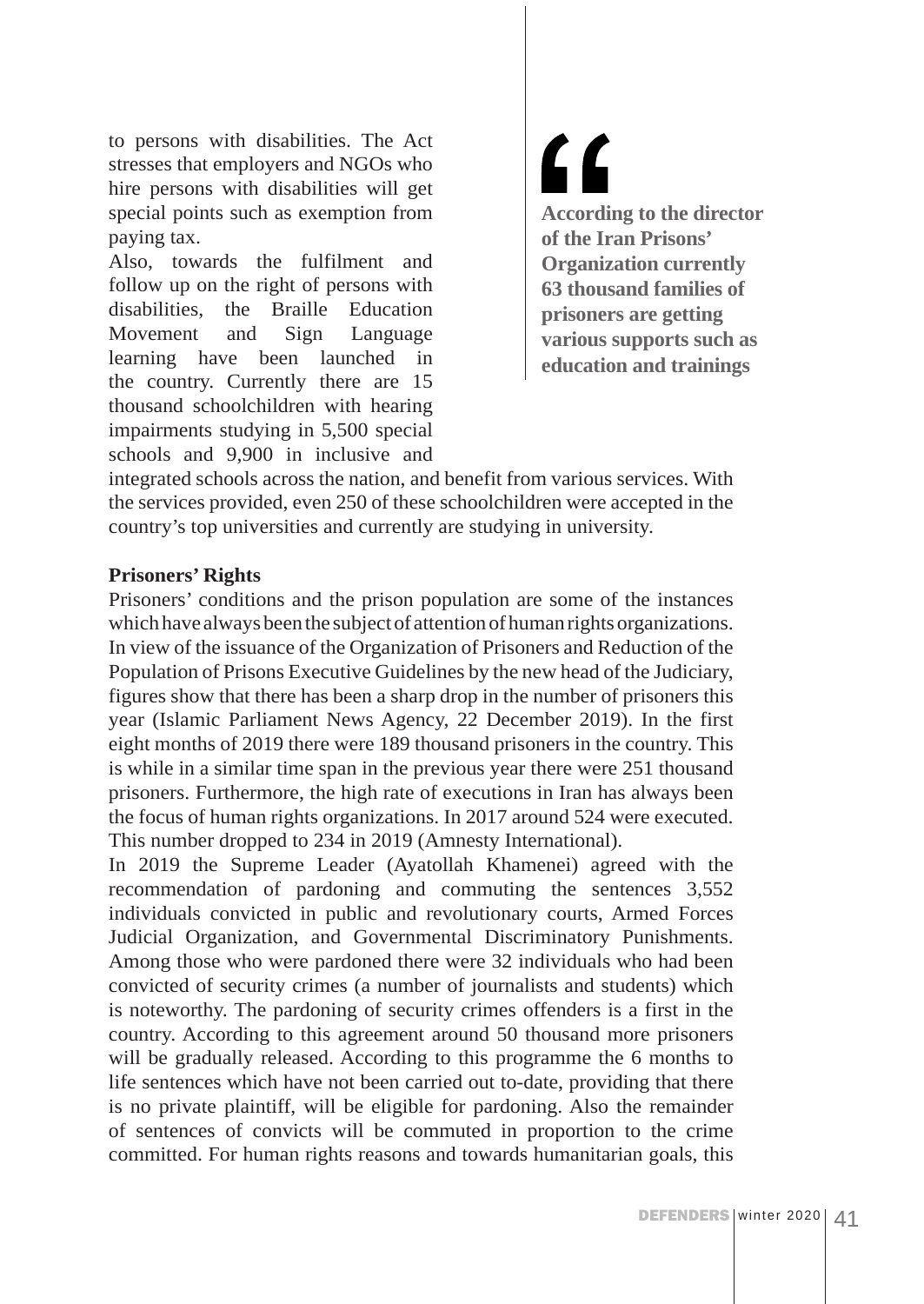to persons with disabilities. The Act stresses that employers and NGOs who hire persons with disabilities will get special points such as exemption from paying tax.

Also, towards the fulfilment and follow up on the right of persons with disabilities, the Braille Education Movement and Sign Language learning have been launched in the country. Currently there are 15 thousand schoolchildren with hearing impairments studying in 5,500 special schools and 9,900 in inclusive and integrated schools across the nation, and benefit from various services. With the services provided, even 250 of these schoolchildren were accepted in the country's top universities and currently are studying in university.

> **According to the director of the Iran Prisons' Organization currently 63 thousand families of prisoners are getting various supports such as education and trainings**

**Prisoners' Rights**

Prisoners' conditions and the prison population are some of the instances which have always been the subject of attention of human rights organizations. In view of the issuance of the Organization of Prisoners and Reduction of the Population of Prisons Executive Guidelines by the new head of the Judiciary, figures show that there has been a sharp drop in the number of prisoners this year (Islamic Parliament News Agency, 22 December 2019). In the first eight months of 2019 there were 189 thousand prisoners in the country. This is while in a similar time span in the previous year there were 251 thousand prisoners. Furthermore, the high rate of executions in Iran has always been the focus of human rights organizations. In 2017 around 524 were executed. This number dropped to 234 in 2019 (Amnesty International).

In 2019 the Supreme Leader (Ayatollah Khamenei) agreed with the recommendation of pardoning and commuting the sentences 3,552 individuals convicted in public and revolutionary courts, Armed Forces Judicial Organization, and Governmental Discriminatory Punishments. Among those who were pardoned there were 32 individuals who had been convicted of security crimes (a number of journalists and students) which is noteworthy. The pardoning of security crimes offenders is a first in the country. According to this agreement around 50 thousand more prisoners will be gradually released. According to this programme the 6 months to life sentences which have not been carried out to-date, providing that there is no private plaintiff, will be eligible for pardoning. Also the remainder of sentences of convicts will be commuted in proportion to the crime committed. For human rights reasons and towards humanitarian goals, this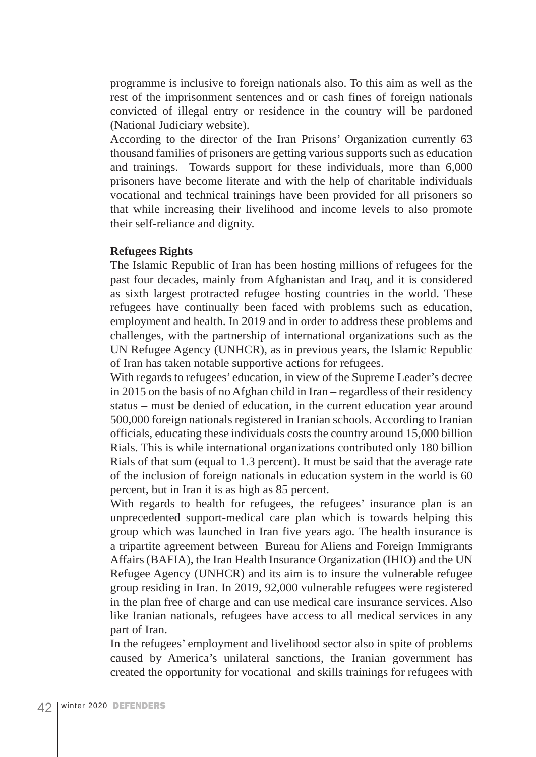programme is inclusive to foreign nationals also. To this aim as well as the rest of the imprisonment sentences and or cash fines of foreign nationals convicted of illegal entry or residence in the country will be pardoned (National Judiciary website).

According to the director of the Iran Prisons' Organization currently 63 thousand families of prisoners are getting various supports such as education and trainings. Towards support for these individuals, more than 6,000 prisoners have become literate and with the help of charitable individuals vocational and technical trainings have been provided for all prisoners so that while increasing their livelihood and income levels to also promote their self-reliance and dignity.

**Refugees Rights**

The Islamic Republic of Iran has been hosting millions of refugees for the past four decades, mainly from Afghanistan and Iraq, and it is considered as sixth largest protracted refugee hosting countries in the world. These refugees have continually been faced with problems such as education, employment and health. In 2019 and in order to address these problems and challenges, with the partnership of international organizations such as the UN Refugee Agency (UNHCR), as in previous years, the Islamic Republic of Iran has taken notable supportive actions for refugees.

With regards to refugees' education, in view of the Supreme Leader's decree in 2015 on the basis of no Afghan child in Iran – regardless of their residency status – must be denied of education, in the current education year around 500,000 foreign nationals registered in Iranian schools. According to Iranian officials, educating these individuals costs the country around 15,000 billion Rials. This is while international organizations contributed only 180 billion Rials of that sum (equal to 1.3 percent). It must be said that the average rate of the inclusion of foreign nationals in education system in the world is 60 percent, but in Iran it is as high as 85 percent.

With regards to health for refugees, the refugees' insurance plan is an unprecedented support-medical care plan which is towards helping this group which was launched in Iran five years ago. The health insurance is a tripartite agreement between Bureau for Aliens and Foreign Immigrants Affairs (BAFIA), the Iran Health Insurance Organization (IHIO) and the UN Refugee Agency (UNHCR) and its aim is to insure the vulnerable refugee group residing in Iran. In 2019, 92,000 vulnerable refugees were registered in the plan free of charge and can use medical care insurance services. Also like Iranian nationals, refugees have access to all medical services in any part of Iran.

In the refugees' employment and livelihood sector also in spite of problems caused by America's unilateral sanctions, the Iranian government has created the opportunity for vocational and skills trainings for refugees with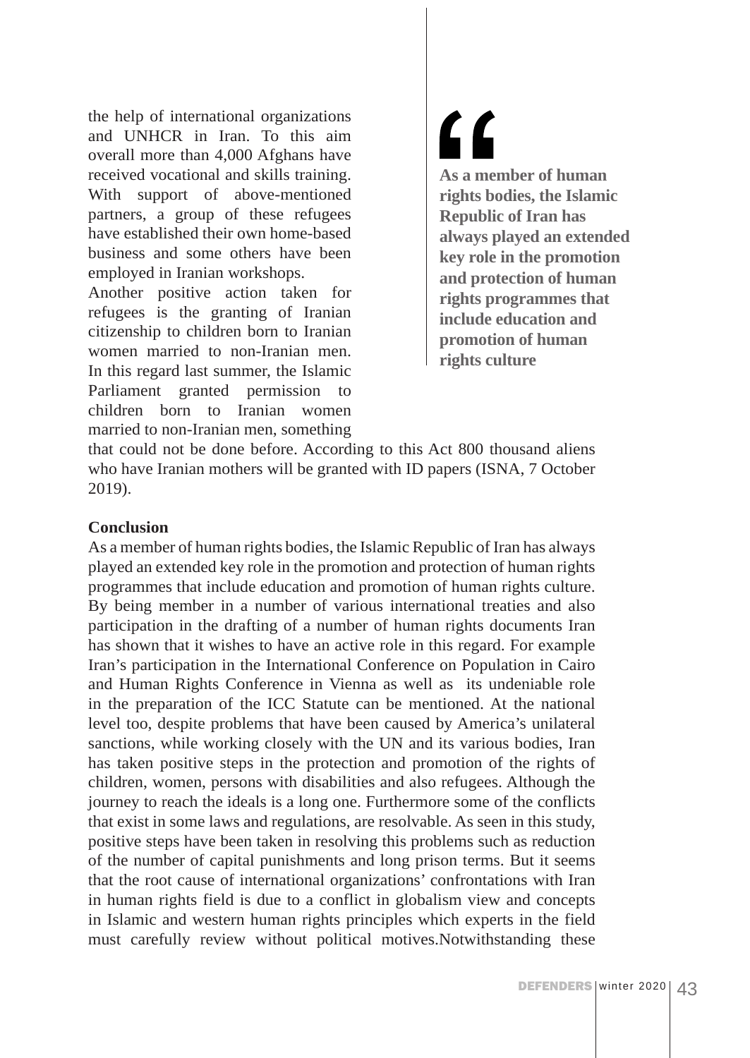the help of international organizations and UNHCR in Iran. To this aim overall more than 4,000 Afghans have received vocational and skills training. With support of above-mentioned partners, a group of these refugees have established their own home-based business and some others have been employed in Iranian workshops.

Another positive action taken for refugees is the granting of Iranian citizenship to children born to Iranian women married to non-Iranian men. In this regard last summer, the Islamic Parliament granted permission to children born to Iranian women married to non-Iranian men, something that could not be done before. According to this Act 800 thousand aliens who have Iranian mothers will be granted with ID papers (ISNA, 7 October 2019).

> **As a member of human rights bodies, the Islamic Republic of Iran has always played an extended key role in the promotion and protection of human rights programmes that include education and promotion of human rights culture**

**Conclusion**

As a member of human rights bodies, the Islamic Republic of Iran has always played an extended key role in the promotion and protection of human rights programmes that include education and promotion of human rights culture. By being member in a number of various international treaties and also participation in the drafting of a number of human rights documents Iran has shown that it wishes to have an active role in this regard. For example Iran's participation in the International Conference on Population in Cairo and Human Rights Conference in Vienna as well as its undeniable role in the preparation of the ICC Statute can be mentioned. At the national level too, despite problems that have been caused by America's unilateral sanctions, while working closely with the UN and its various bodies, Iran has taken positive steps in the protection and promotion of the rights of children, women, persons with disabilities and also refugees. Although the journey to reach the ideals is a long one. Furthermore some of the conflicts that exist in some laws and regulations, are resolvable. As seen in this study, positive steps have been taken in resolving this problems such as reduction of the number of capital punishments and long prison terms. But it seems that the root cause of international organizations' confrontations with Iran in human rights field is due to a conflict in globalism view and concepts in Islamic and western human rights principles which experts in the field must carefully review without political motives.Notwithstanding these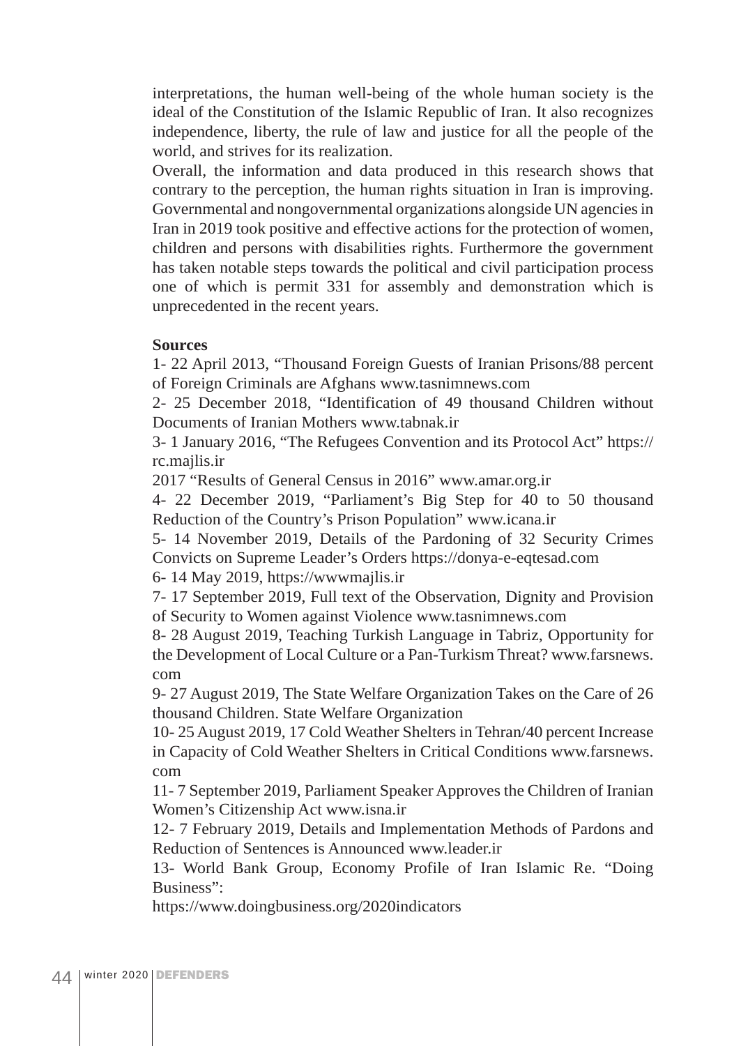interpretations, the human well-being of the whole human society is the ideal of the Constitution of the Islamic Republic of Iran. It also recognizes independence, liberty, the rule of law and justice for all the people of the world, and strives for its realization.

Overall, the information and data produced in this research shows that contrary to the perception, the human rights situation in Iran is improving. Governmental and nongovernmental organizations alongside UN agencies in Iran in 2019 took positive and effective actions for the protection of women, children and persons with disabilities rights. Furthermore the government has taken notable steps towards the political and civil participation process one of which is permit 331 for assembly and demonstration which is unprecedented in the recent years.

**Sources**

1- 22 April 2013, "Thousand Foreign Guests of Iranian Prisons/88 percent of Foreign Criminals are Afghans www.tasnimnews.com

2- 25 December 2018, "Identification of 49 thousand Children without Documents of Iranian Mothers www.tabnak.ir

3- 1 January 2016, "The Refugees Convention and its Protocol Act" https://rc.majlis.ir

2017 "Results of General Census in 2016" www.amar.org.ir

4- 22 December 2019, "Parliament's Big Step for 40 to 50 thousand Reduction of the Country's Prison Population" www.icana.ir

5- 14 November 2019, Details of the Pardoning of 32 Security Crimes Convicts on Supreme Leader's Orders https://donya-e-eqtesad.com

6- 14 May 2019, https://wwwmajlis.ir

7- 17 September 2019, Full text of the Observation, Dignity and Provision of Security to Women against Violence www.tasnimnews.com

8- 28 August 2019, Teaching Turkish Language in Tabriz, Opportunity for the Development of Local Culture or a Pan-Turkism Threat? www.farsnews.com

9- 27 August 2019, The State Welfare Organization Takes on the Care of 26 thousand Children. State Welfare Organization

10- 25 August 2019, 17 Cold Weather Shelters in Tehran/40 percent Increase in Capacity of Cold Weather Shelters in Critical Conditions www.farsnews.com

11- 7 September 2019, Parliament Speaker Approves the Children of Iranian Women's Citizenship Act www.isna.ir

12- 7 February 2019, Details and Implementation Methods of Pardons and Reduction of Sentences is Announced www.leader.ir

13- World Bank Group, Economy Profile of Iran Islamic Re. "Doing Business":

https://www.doingbusiness.org/2020indicators